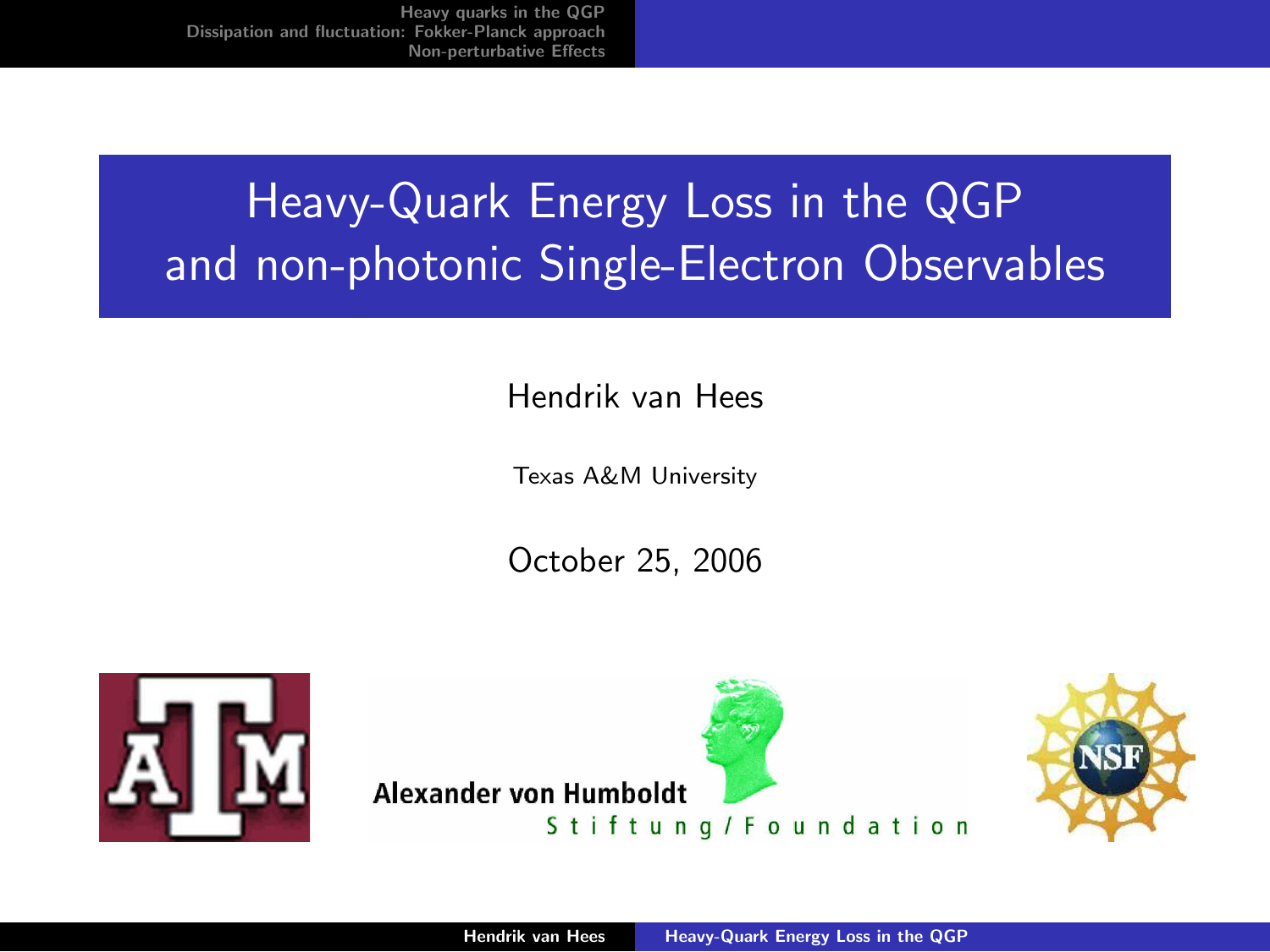# Heavy-Quark Energy Loss in the QGP and non-photonic Single-Electron Observables

Hendrik van Hees

Texas A&M University

October 25, 2006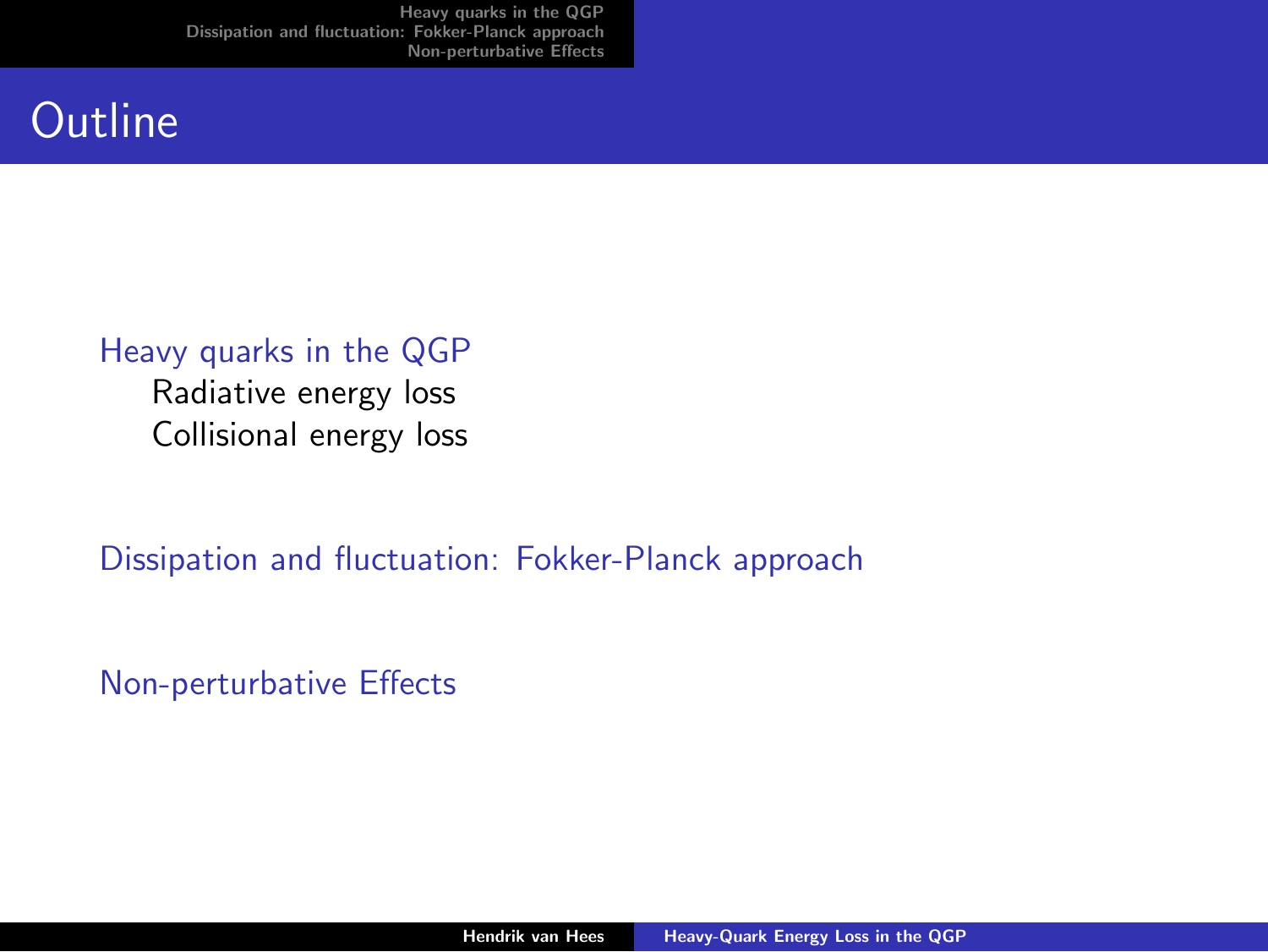# Outline

- Heavy quarks in the QGP
  - Radiative energy loss
  - Collisional energy loss
- Dissipation and fluctuation: Fokker-Planck approach
- Non-perturbative Effects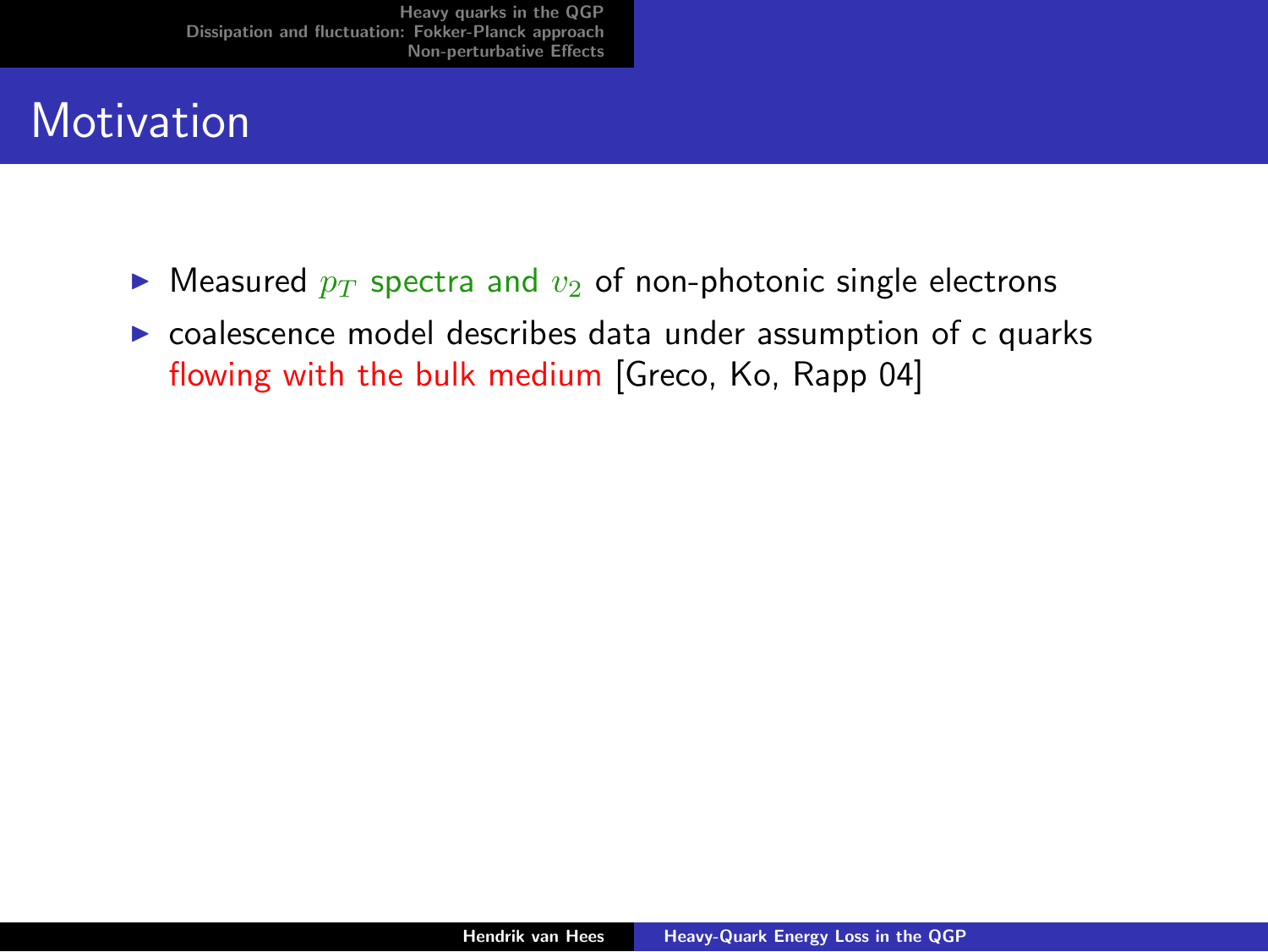# Motivation

- Measured $p_T$ spectra and $v_2$ of non-photonic single electrons
- coalescence model describes data under assumption of c quarks flowing with the bulk medium [Greco, Ko, Rapp 04]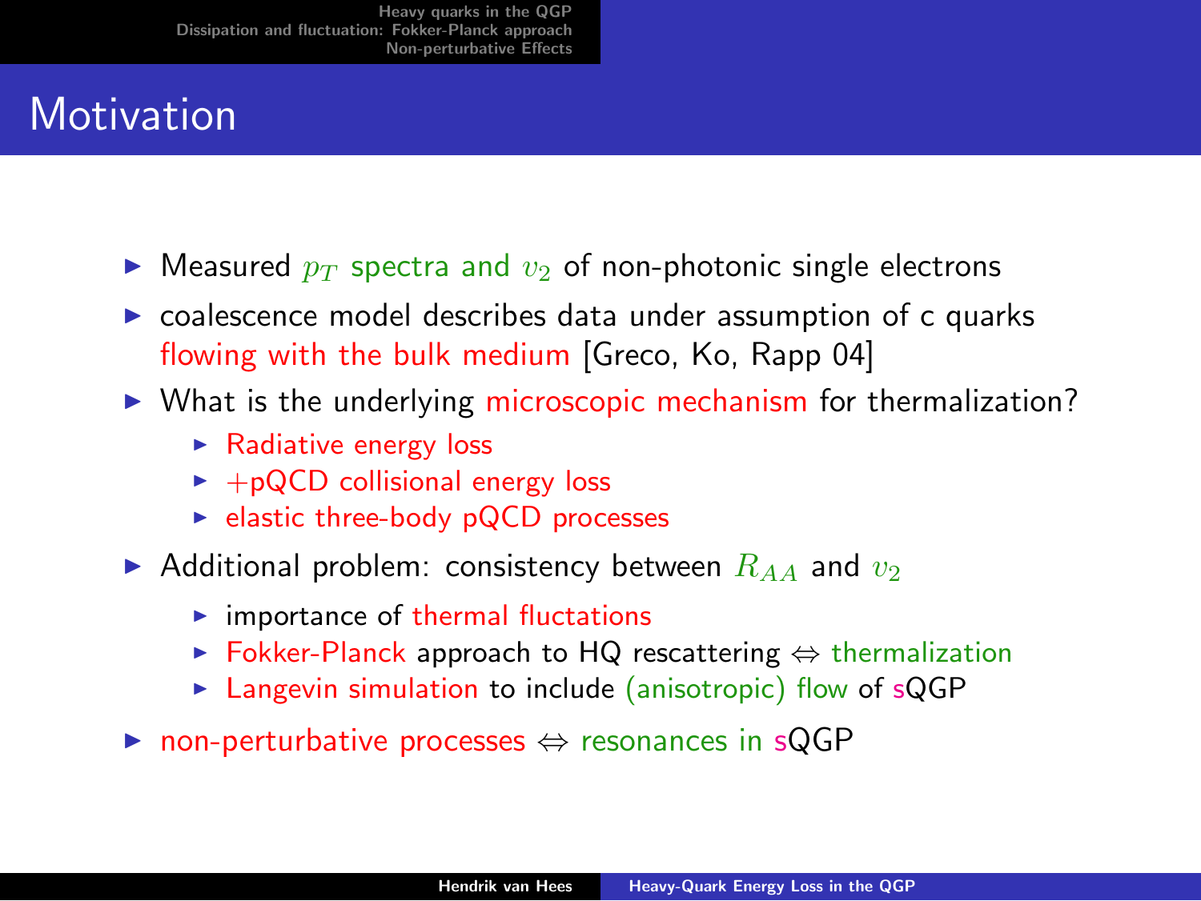# Motivation

- Measured $p_T$ spectra and $v_2$ of non-photonic single electrons
- coalescence model describes data under assumption of c quarks flowing with the bulk medium [Greco, Ko, Rapp 04]
- What is the underlying microscopic mechanism for thermalization?
  - Radiative energy loss
  - +pQCD collisional energy loss
  - elastic three-body pQCD processes
- Additional problem: consistency between $R_{AA}$ and $v_2$
  - importance of thermal fluctations
  - Fokker-Planck approach to HQ rescattering $\Leftrightarrow$ thermalization
  - Langevin simulation to include (anisotropic) flow of sQGP
- non-perturbative processes $\Leftrightarrow$ resonances in sQGP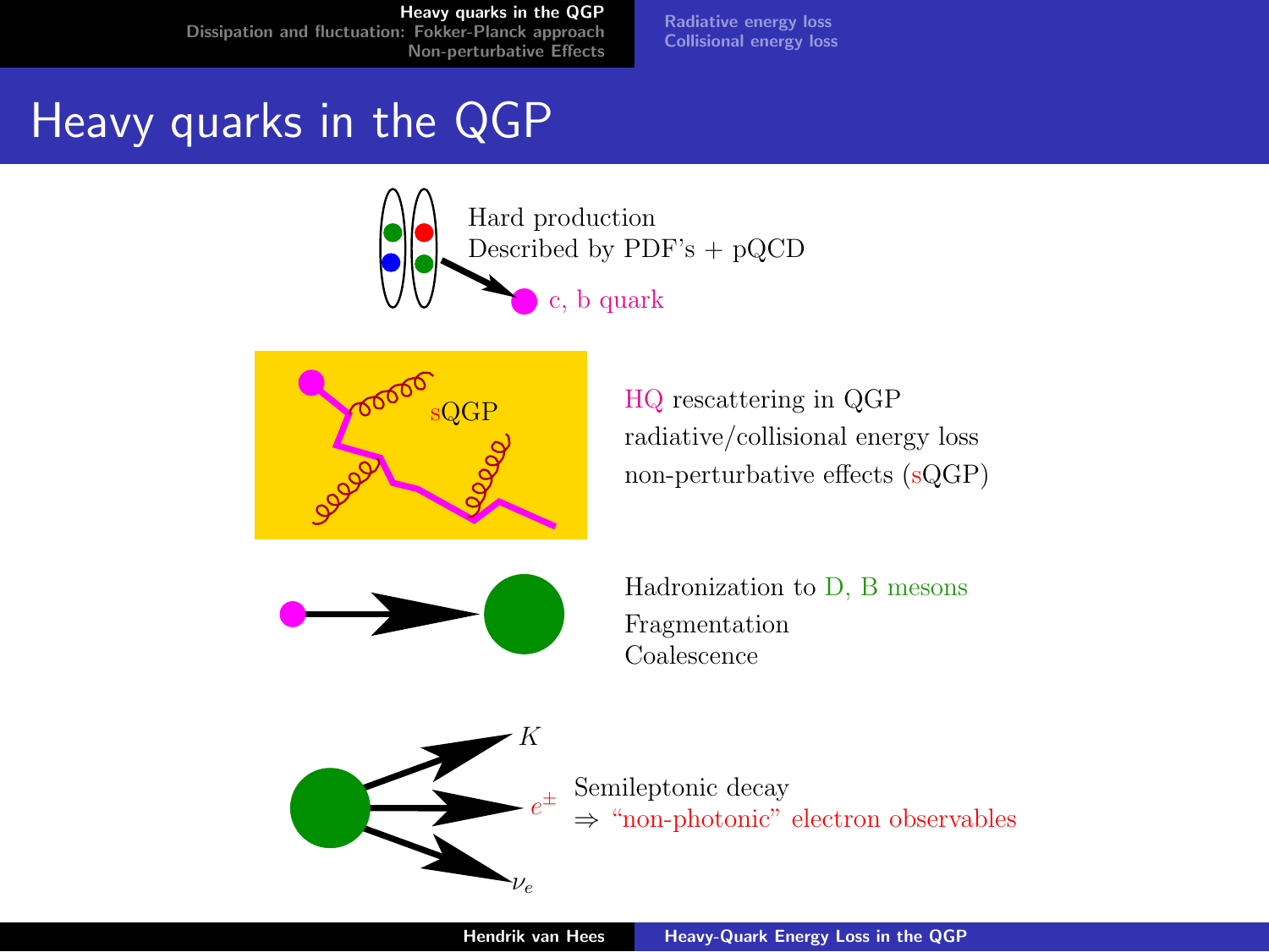# Heavy quarks in the QGP

Hard production
Described by PDF's + pQCD

c, b quark

HQ rescattering in QGP
radiative/collisional energy loss
non-perturbative effects (sQGP)

Hadronization to D, B mesons
Fragmentation
Coalescence

$K$

$e^{\pm}$

$\nu_e$

Semileptonic decay
⇒ "non-photonic" electron observables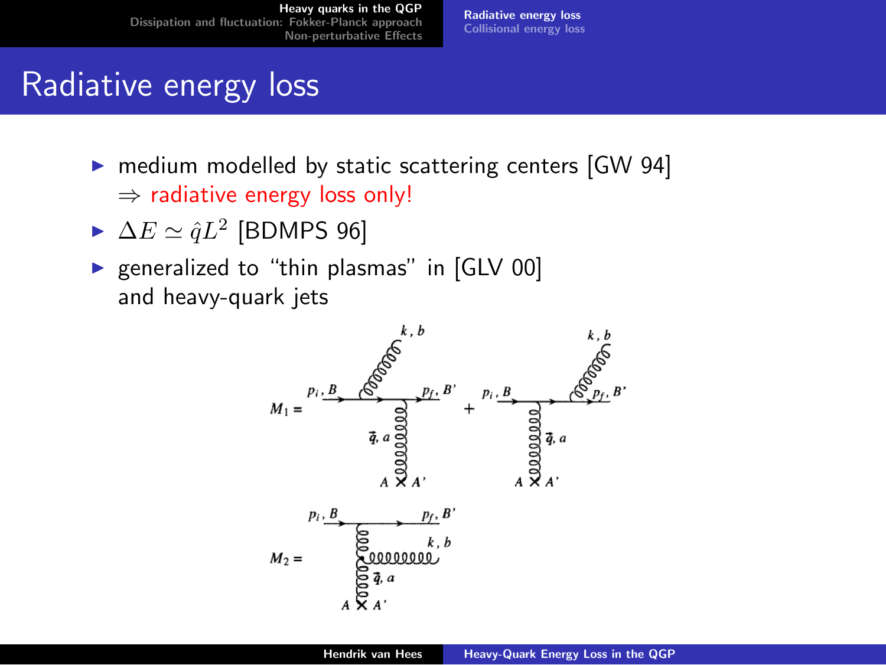# Radiative energy loss

- medium modelled by static scattering centers [GW 94]
  $\Rightarrow$ radiative energy loss only!
- $\Delta E \simeq \hat{q} L^2$ [BDMPS 96]
- generalized to “thin plasmas” in [GLV 00]
  and heavy-quark jets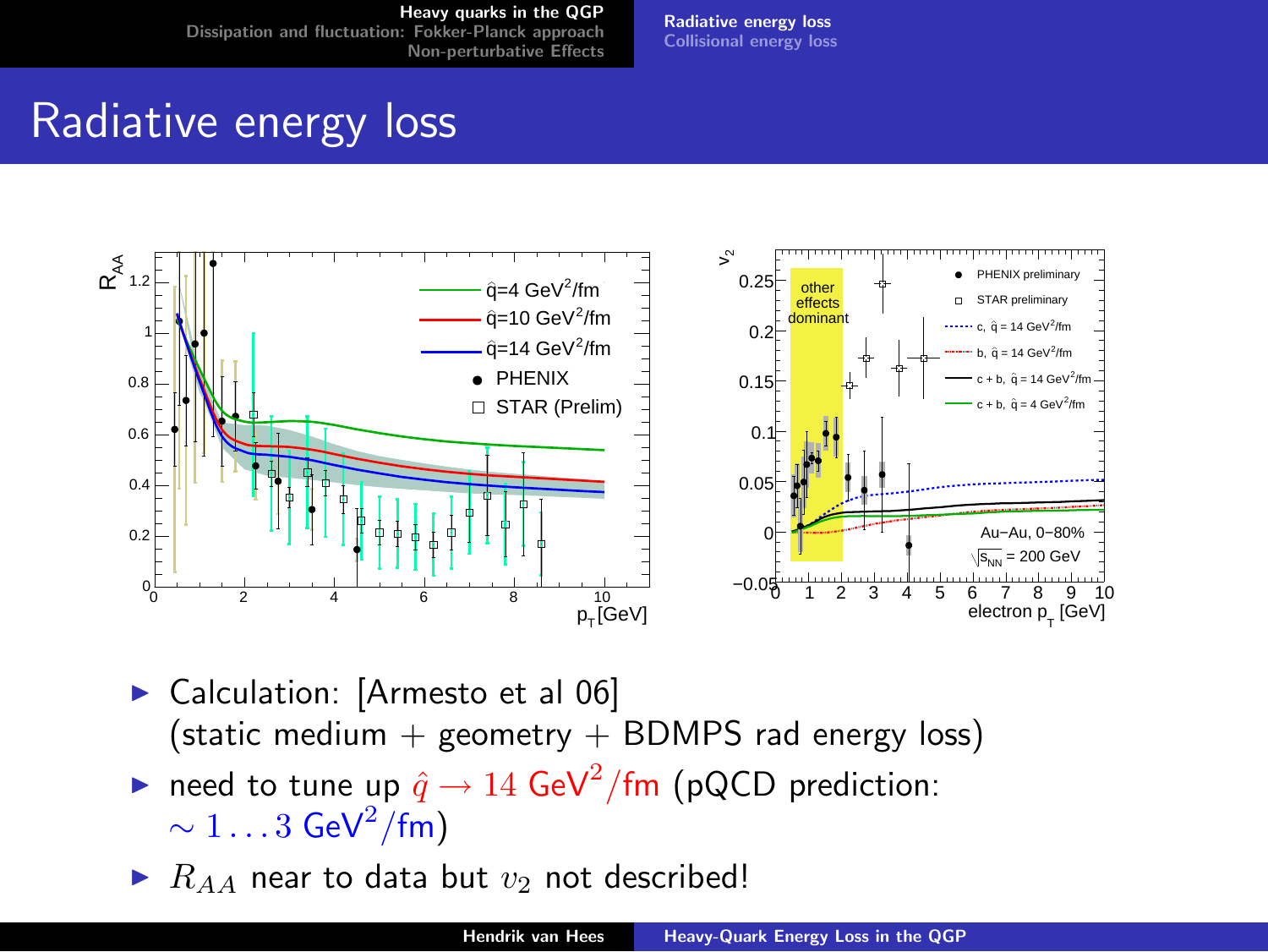# Radiative energy loss

- Calculation: [Armesto et al 06] (static medium + geometry + BDMPS rad energy loss)
- need to tune up $\hat{q} \rightarrow 14\ \text{GeV}^2/\text{fm}$ (pQCD prediction: $\sim 1 \ldots 3\ \text{GeV}^2/\text{fm}$)
- $R_{AA}$ near to data but $v_2$ not described!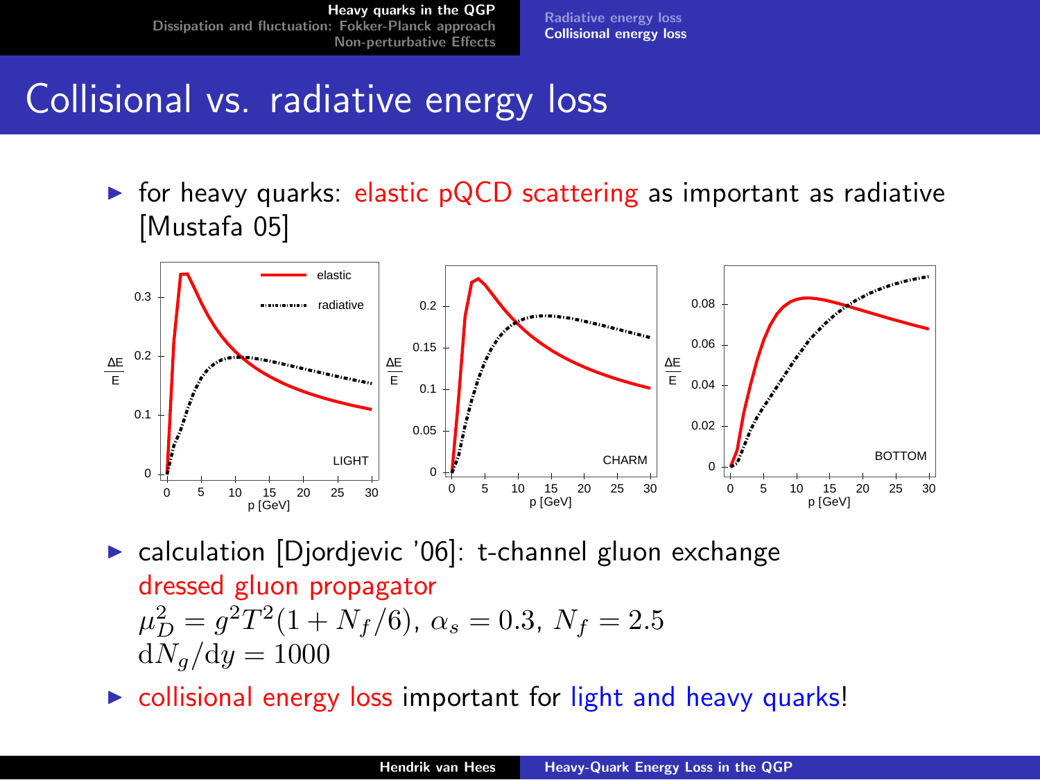# Collisional vs. radiative energy loss

- for heavy quarks: elastic pQCD scattering as important as radiative [Mustafa 05]

- calculation [Djordjevic '06]: t-channel gluon exchange
  dressed gluon propagator
  $\mu_D^2 = g^2 T^2 (1 + N_f/6)$, $\alpha_s = 0.3$, $N_f = 2.5$
  $\mathrm{d}N_g/\mathrm{d}y = 1000$
- collisional energy loss important for light and heavy quarks!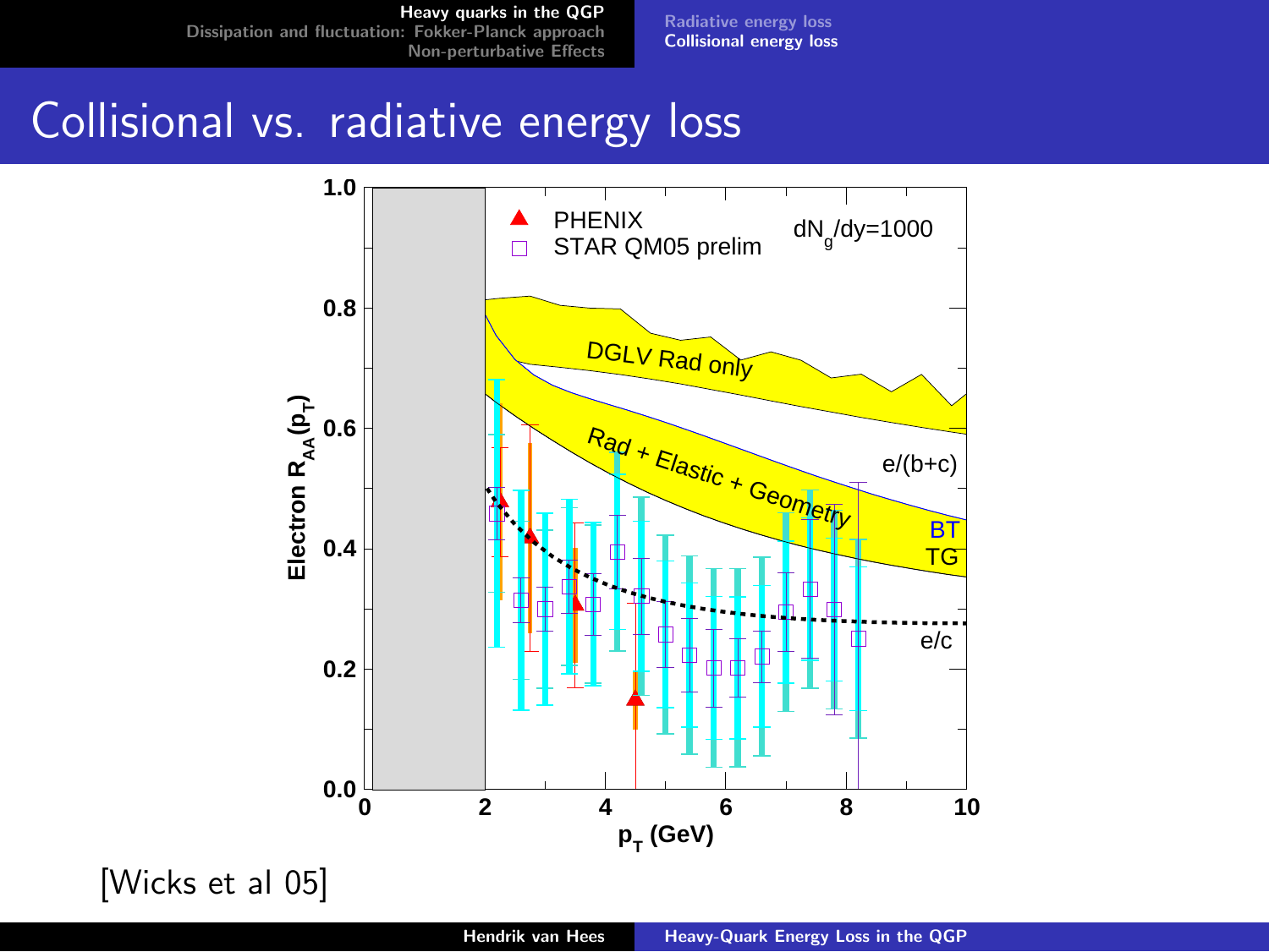# Collisional vs. radiative energy loss

[Wicks et al 05]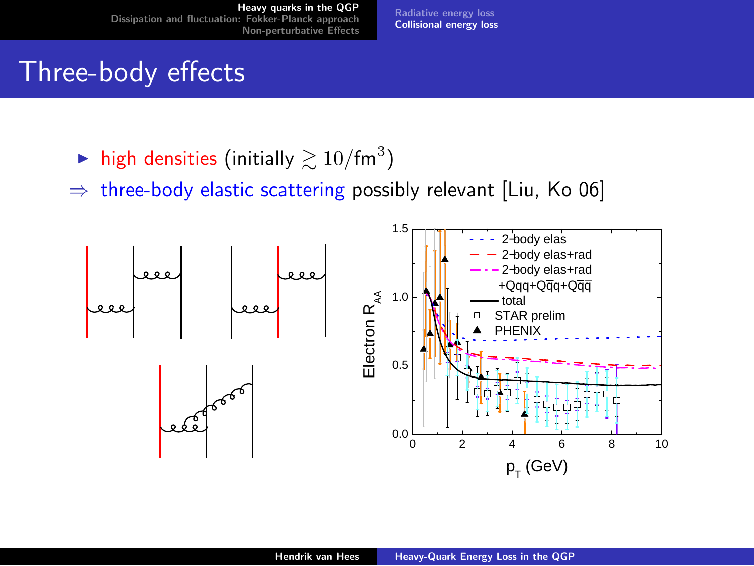# Three-body effects

- high densities (initially $\gtrsim 10/\text{fm}^3$)

$\Rightarrow$ three-body elastic scattering possibly relevant [Liu, Ko 06]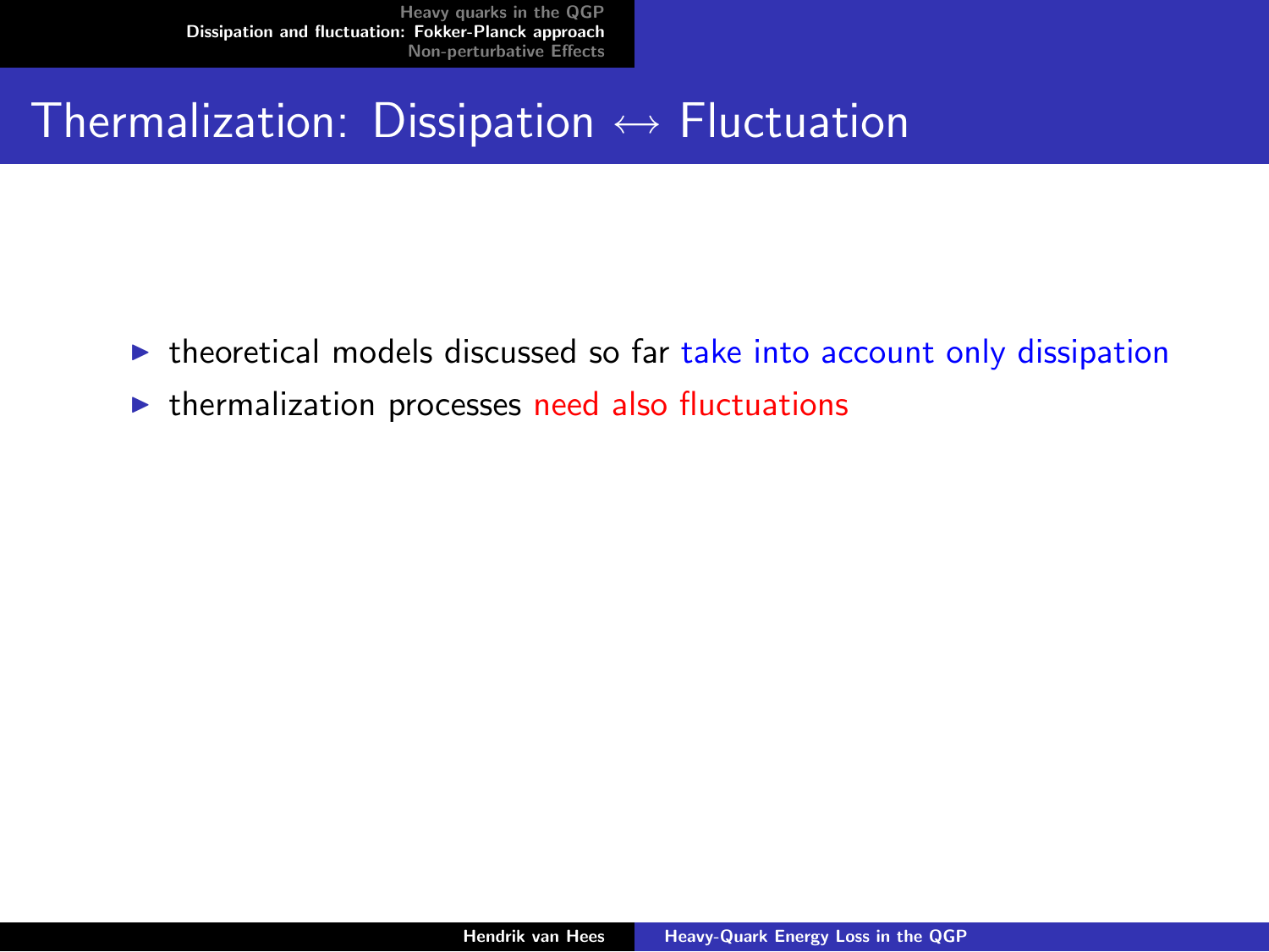# Thermalization: Dissipation $\leftrightarrow$ Fluctuation

- theoretical models discussed so far take into account only dissipation
- thermalization processes need also fluctuations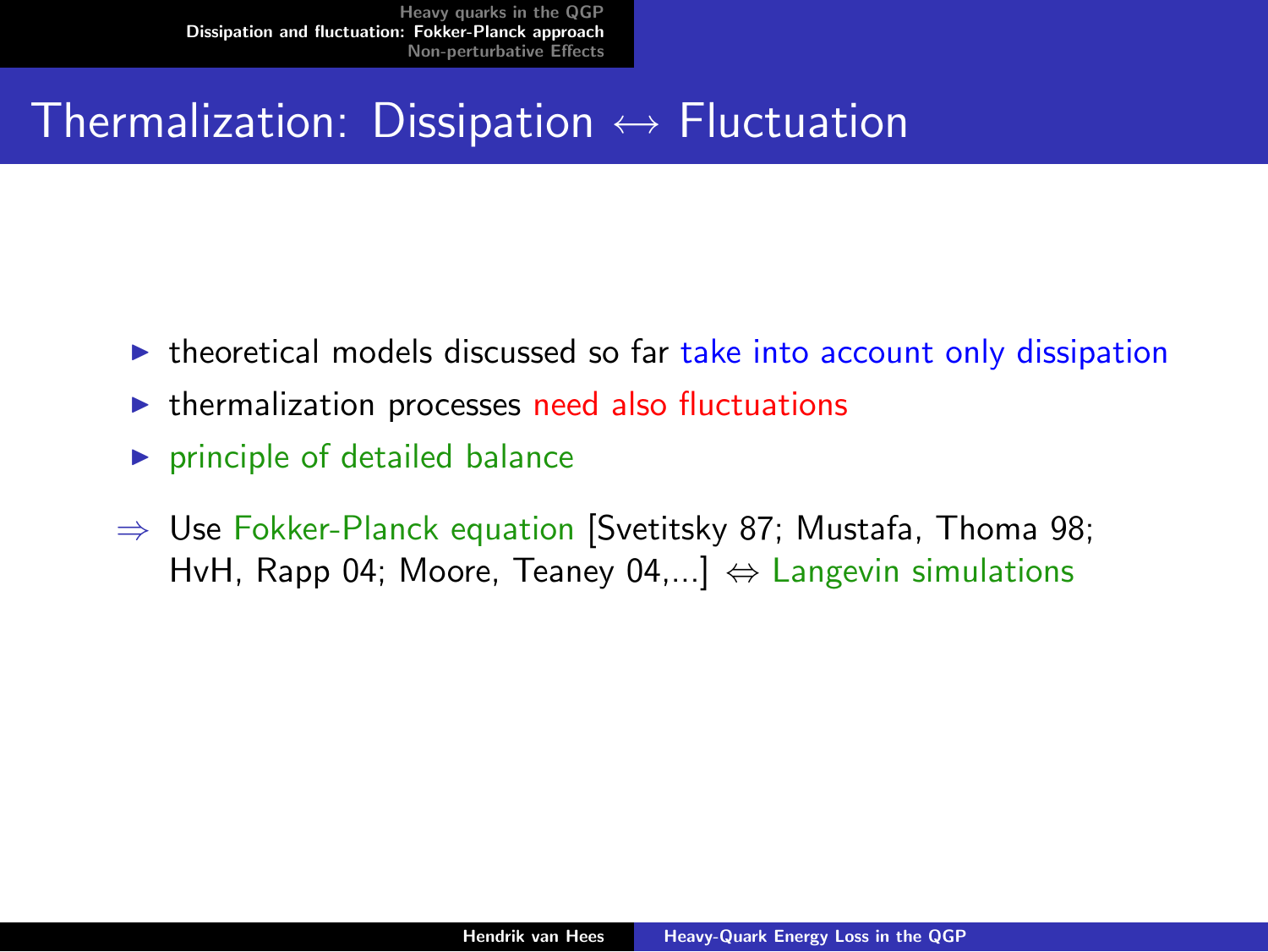# Thermalization: Dissipation $\leftrightarrow$ Fluctuation

- theoretical models discussed so far take into account only dissipation
- thermalization processes need also fluctuations
- principle of detailed balance

$\Rightarrow$ Use Fokker-Planck equation [Svetitsky 87; Mustafa, Thoma 98; HvH, Rapp 04; Moore, Teaney 04,...] $\Leftrightarrow$ Langevin simulations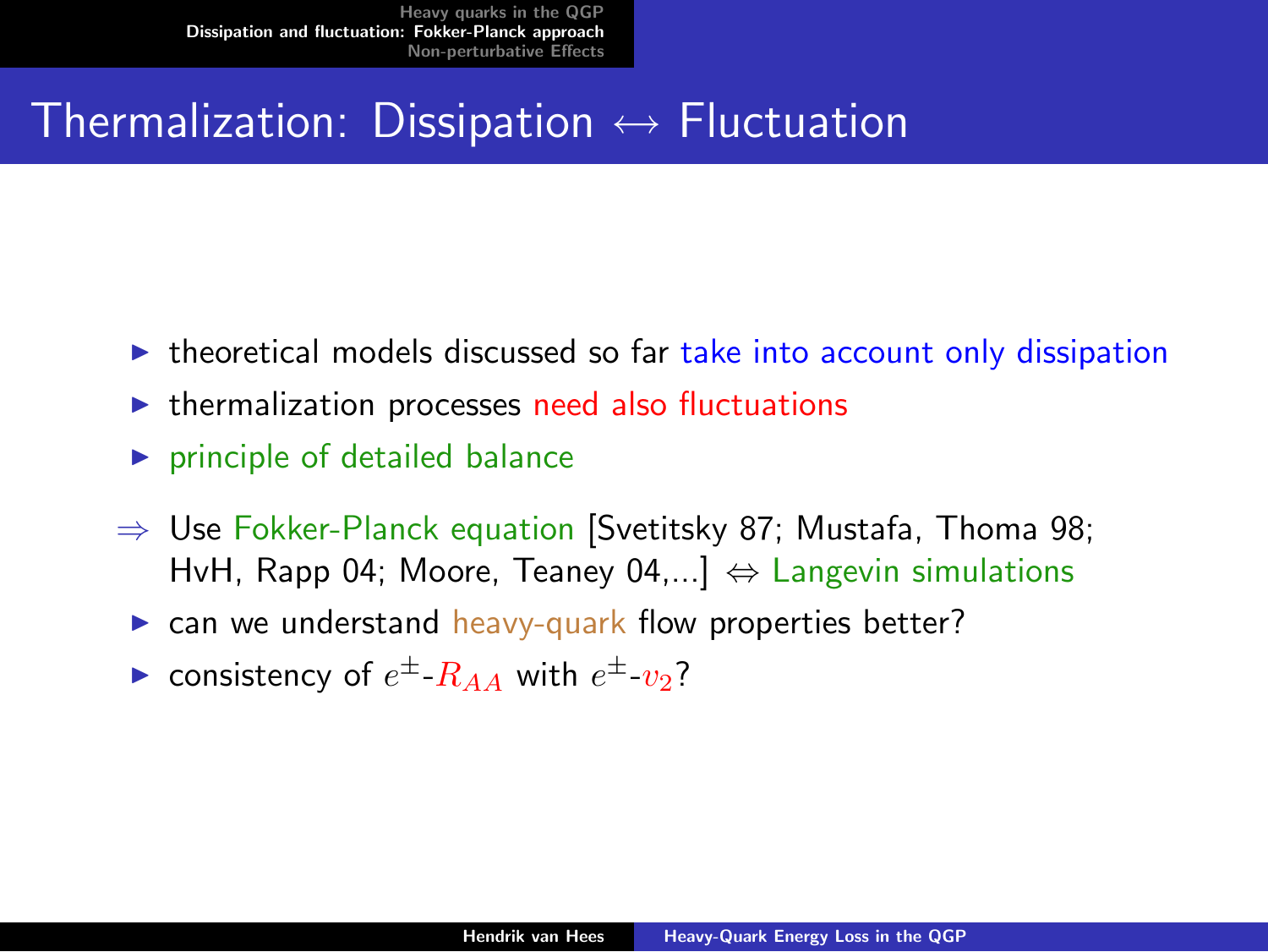# Thermalization: Dissipation $\leftrightarrow$ Fluctuation

- theoretical models discussed so far take into account only dissipation
- thermalization processes need also fluctuations
- principle of detailed balance

$\Rightarrow$ Use Fokker-Planck equation [Svetitsky 87; Mustafa, Thoma 98; HvH, Rapp 04; Moore, Teaney 04,...] $\Leftrightarrow$ Langevin simulations

- can we understand heavy-quark flow properties better?
- consistency of $e^{\pm}$-$R_{AA}$ with $e^{\pm}$-$v_2$?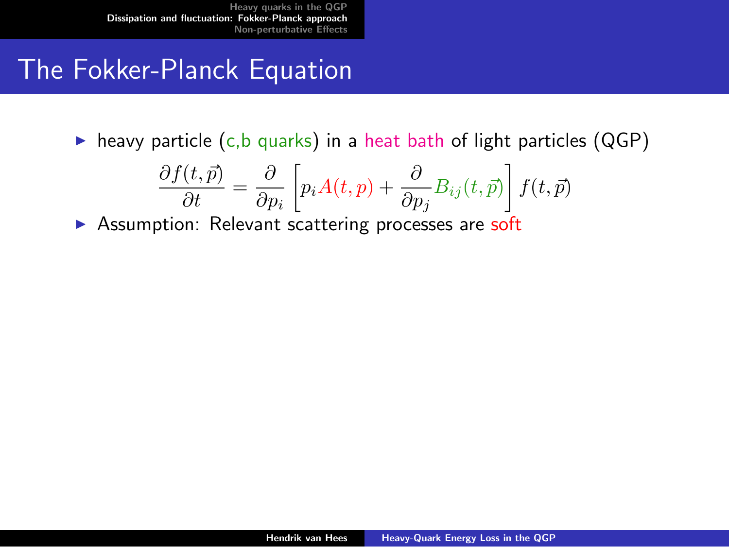# The Fokker-Planck Equation

- heavy particle (c,b quarks) in a heat bath of light particles (QGP)

$$\frac{\partial f(t,\vec{p})}{\partial t} = \frac{\partial}{\partial p_i}\left[p_i A(t,p) + \frac{\partial}{\partial p_j} B_{ij}(t,\vec{p})\right] f(t,\vec{p})$$

- Assumption: Relevant scattering processes are soft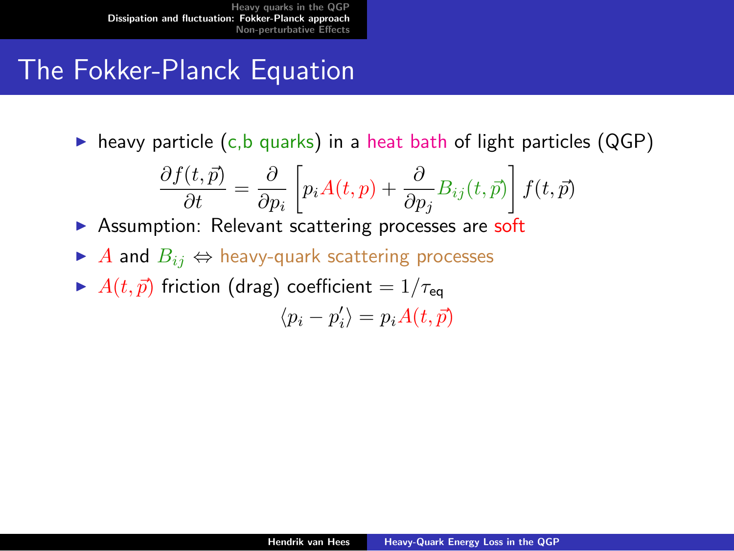# The Fokker-Planck Equation

- heavy particle (c,b quarks) in a heat bath of light particles (QGP)

$$\frac{\partial f(t,\vec{p})}{\partial t} = \frac{\partial}{\partial p_i}\left[p_i A(t,p) + \frac{\partial}{\partial p_j} B_{ij}(t,\vec{p})\right] f(t,\vec{p})$$

- Assumption: Relevant scattering processes are soft
- $A$ and $B_{ij}$ $\Leftrightarrow$ heavy-quark scattering processes
- $A(t,\vec{p})$ friction (drag) coefficient $= 1/\tau_{\text{eq}}$

$$\langle p_i - p_i' \rangle = p_i A(t,\vec{p})$$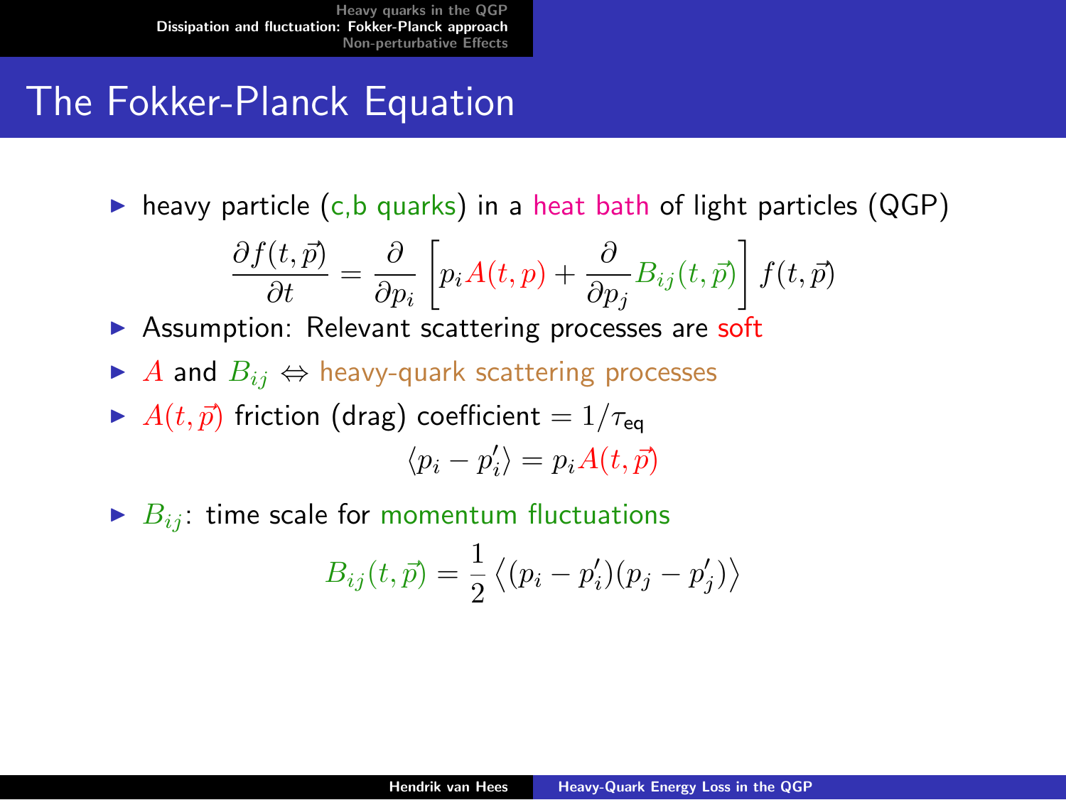# The Fokker-Planck Equation

- heavy particle (c,b quarks) in a heat bath of light particles (QGP)

$$\frac{\partial f(t,\vec{p})}{\partial t} = \frac{\partial}{\partial p_i}\left[p_i A(t,p) + \frac{\partial}{\partial p_j} B_{ij}(t,\vec{p})\right] f(t,\vec{p})$$

- Assumption: Relevant scattering processes are soft
- $A$ and $B_{ij}$ $\Leftrightarrow$ heavy-quark scattering processes
- $A(t,\vec{p})$ friction (drag) coefficient $= 1/\tau_{\text{eq}}$

$$\langle p_i - p_i' \rangle = p_i A(t,\vec{p})$$

- $B_{ij}$: time scale for momentum fluctuations

$$B_{ij}(t,\vec{p}) = \frac{1}{2}\left\langle (p_i - p_i')(p_j - p_j') \right\rangle$$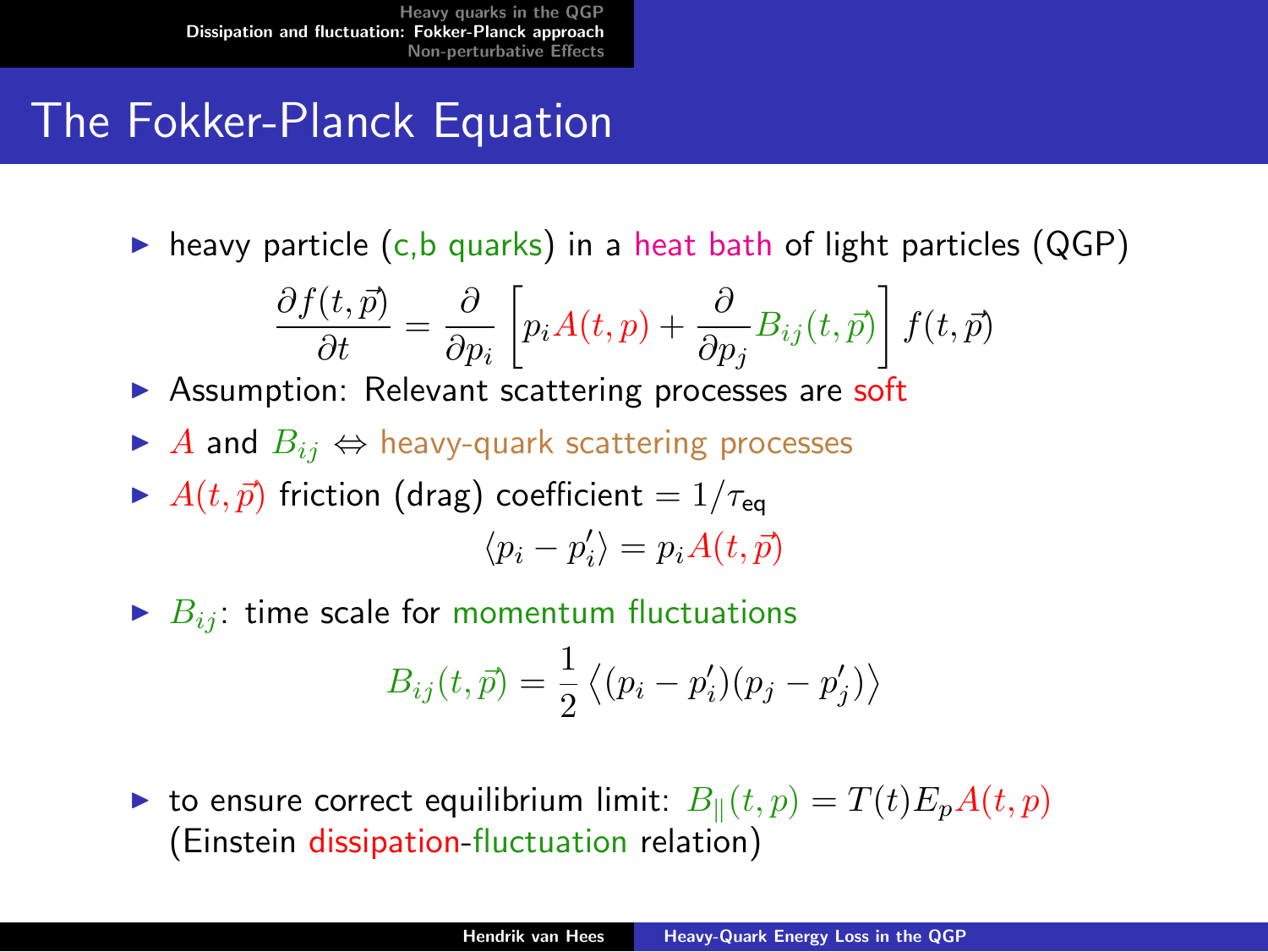# The Fokker-Planck Equation

- heavy particle (c,b quarks) in a heat bath of light particles (QGP)

$$\frac{\partial f(t,\vec{p})}{\partial t} = \frac{\partial}{\partial p_i}\left[p_i A(t,p) + \frac{\partial}{\partial p_j} B_{ij}(t,\vec{p})\right] f(t,\vec{p})$$

- Assumption: Relevant scattering processes are soft
- $A$ and $B_{ij}$ $\Leftrightarrow$ heavy-quark scattering processes
- $A(t,\vec{p})$ friction (drag) coefficient $= 1/\tau_{\text{eq}}$

$$\langle p_i - p_i' \rangle = p_i A(t,\vec{p})$$

- $B_{ij}$: time scale for momentum fluctuations

$$B_{ij}(t,\vec{p}) = \frac{1}{2}\left\langle (p_i - p_i')(p_j - p_j')\right\rangle$$

- to ensure correct equilibrium limit: $B_{\|}(t,p) = T(t) E_p A(t,p)$ (Einstein dissipation-fluctuation relation)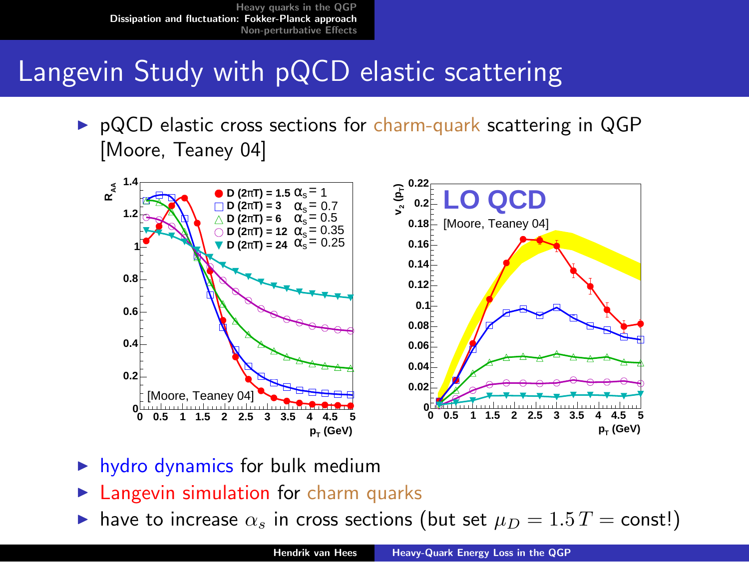# Langevin Study with pQCD elastic scattering

- pQCD elastic cross sections for charm-quark scattering in QGP [Moore, Teaney 04]

- hydro dynamics for bulk medium
- Langevin simulation for charm quarks
- have to increase $\alpha_s$ in cross sections (but set $\mu_D = 1.5\,T = \text{const!}$)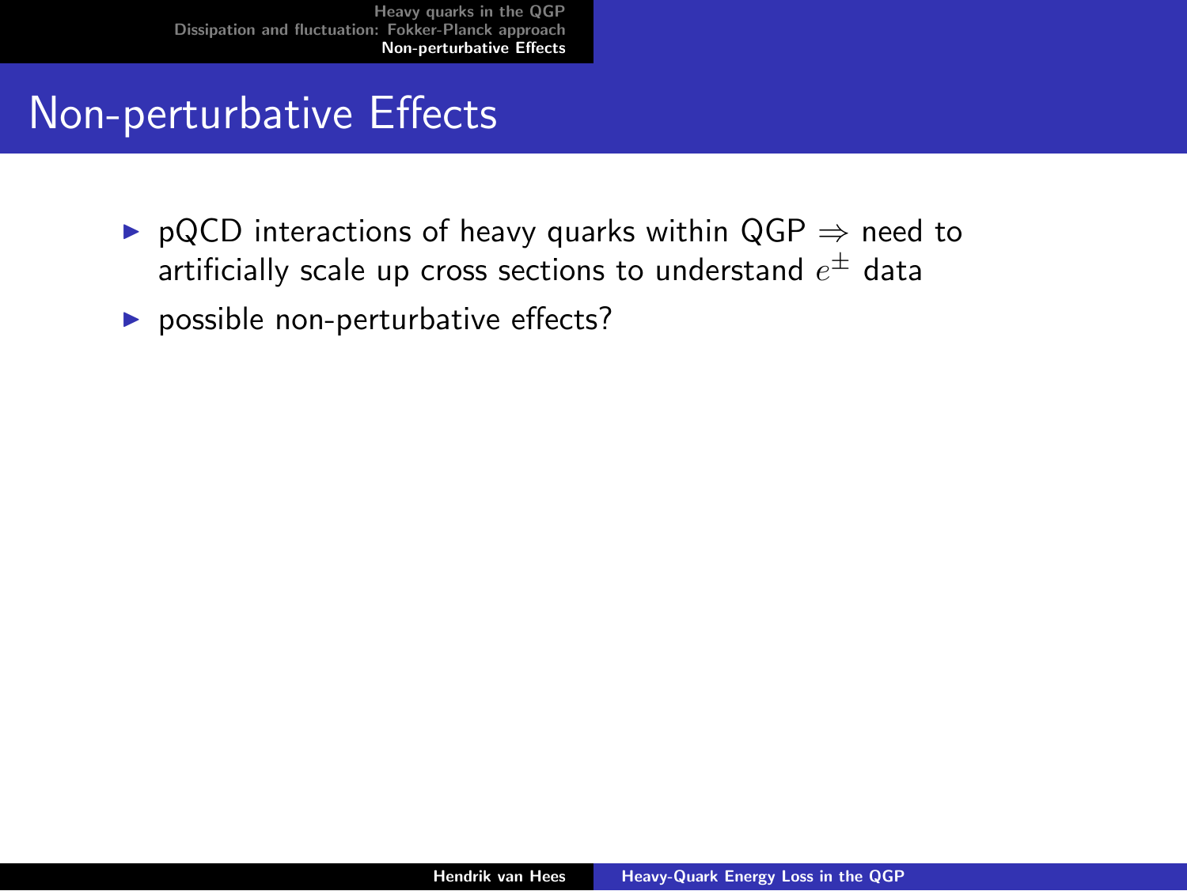# Non-perturbative Effects

- pQCD interactions of heavy quarks within QGP $\Rightarrow$ need to artificially scale up cross sections to understand $e^{\pm}$ data
- possible non-perturbative effects?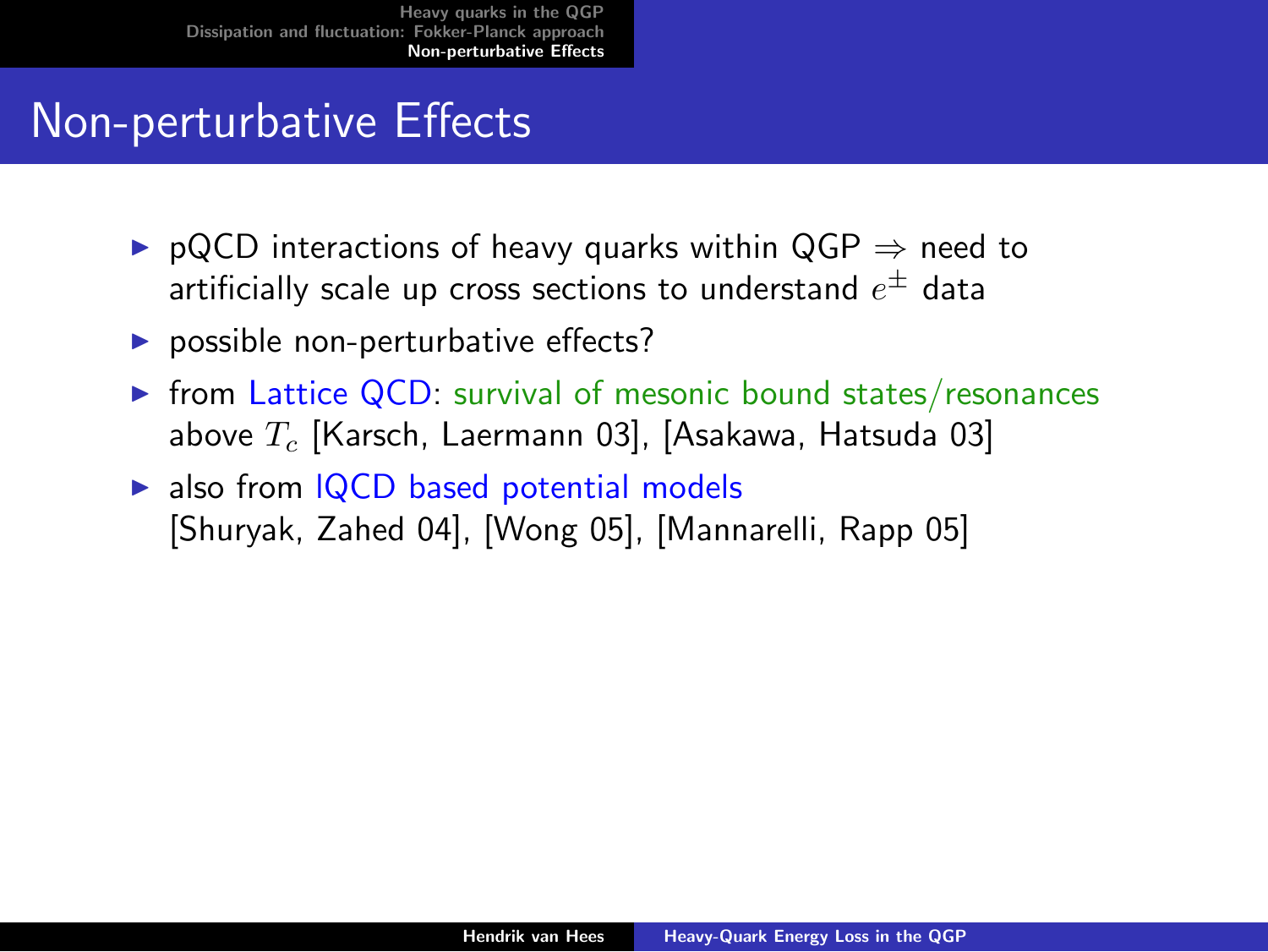# Non-perturbative Effects

- pQCD interactions of heavy quarks within QGP $\Rightarrow$ need to artificially scale up cross sections to understand $e^{\pm}$ data
- possible non-perturbative effects?
- from Lattice QCD: survival of mesonic bound states/resonances above $T_c$ [Karsch, Laermann 03], [Asakawa, Hatsuda 03]
- also from lQCD based potential models [Shuryak, Zahed 04], [Wong 05], [Mannarelli, Rapp 05]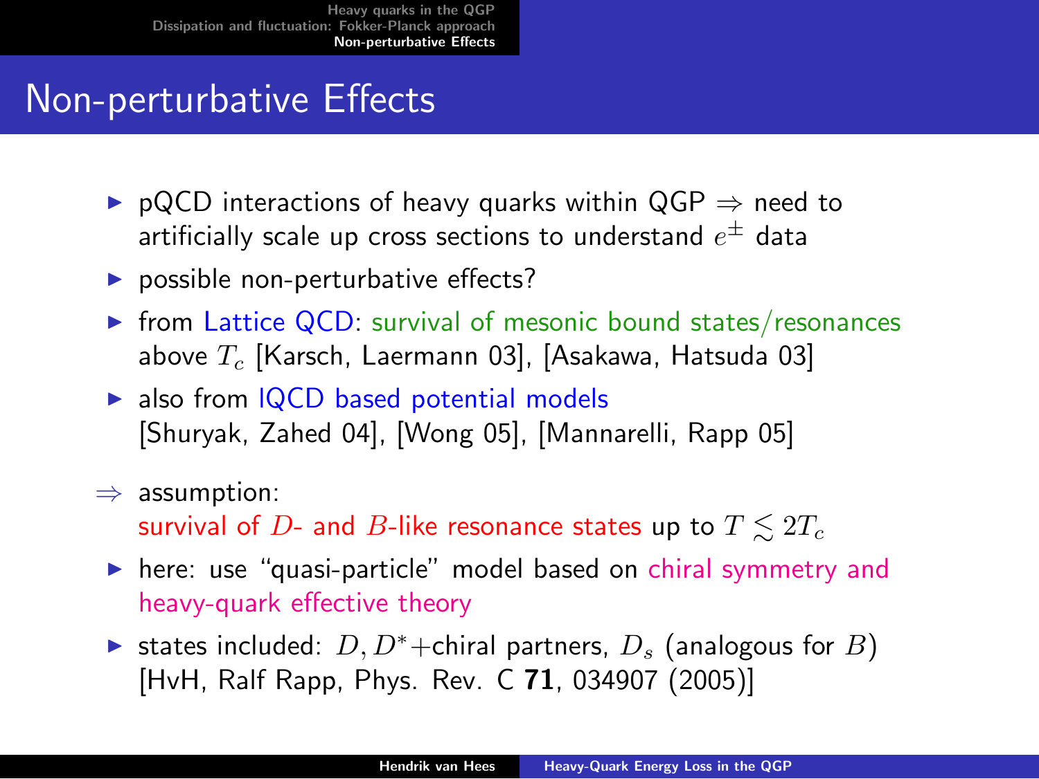# Non-perturbative Effects

- pQCD interactions of heavy quarks within QGP $\Rightarrow$ need to artificially scale up cross sections to understand $e^{\pm}$ data
- possible non-perturbative effects?
- from Lattice QCD: survival of mesonic bound states/resonances above $T_c$ [Karsch, Laermann 03], [Asakawa, Hatsuda 03]
- also from lQCD based potential models [Shuryak, Zahed 04], [Wong 05], [Mannarelli, Rapp 05]

$\Rightarrow$ assumption:
survival of $D$- and $B$-like resonance states up to $T \lesssim 2T_c$

- here: use "quasi-particle" model based on chiral symmetry and heavy-quark effective theory
- states included: $D, D^*$+chiral partners, $D_s$ (analogous for $B$) [HvH, Ralf Rapp, Phys. Rev. C **71**, 034907 (2005)]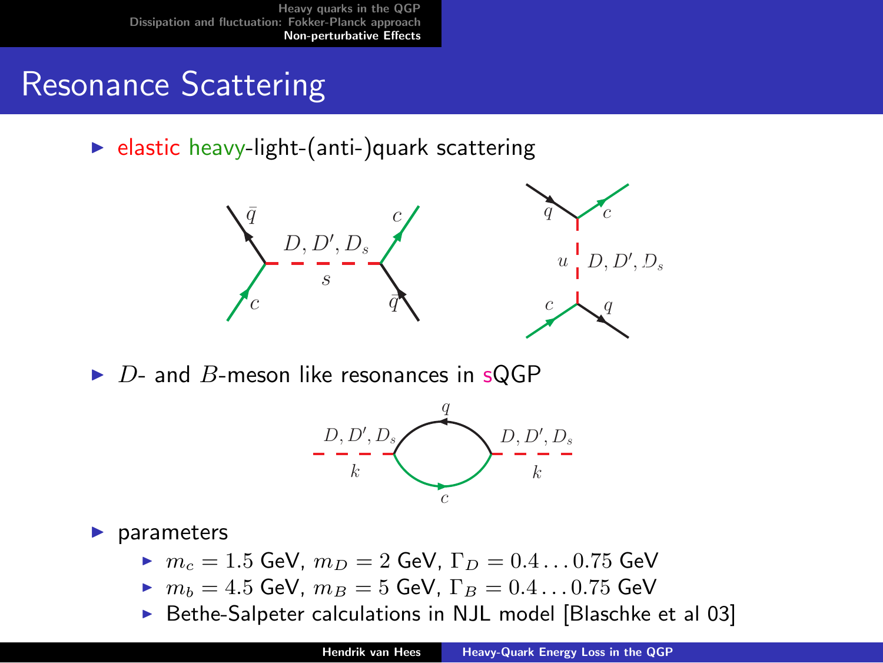# Resonance Scattering

- elastic heavy-light-(anti-)quark scattering

- $D$- and $B$-meson like resonances in sQGP

- parameters
  - $m_c = 1.5$ GeV, $m_D = 2$ GeV, $\Gamma_D = 0.4 \ldots 0.75$ GeV
  - $m_b = 4.5$ GeV, $m_B = 5$ GeV, $\Gamma_B = 0.4 \ldots 0.75$ GeV
  - Bethe-Salpeter calculations in NJL model [Blaschke et al 03]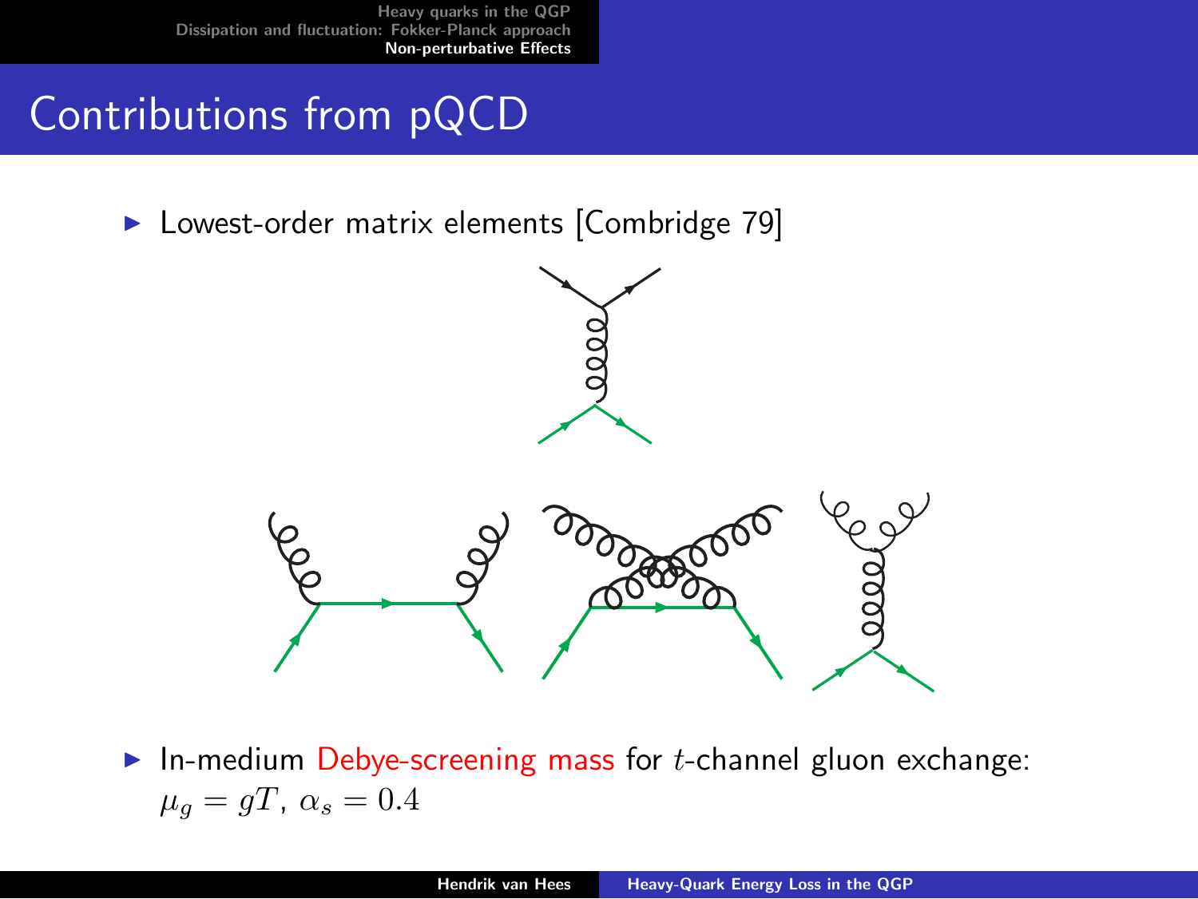# Contributions from pQCD

- Lowest-order matrix elements [Combridge 79]

- In-medium Debye-screening mass for $t$-channel gluon exchange: $\mu_g = gT$, $\alpha_s = 0.4$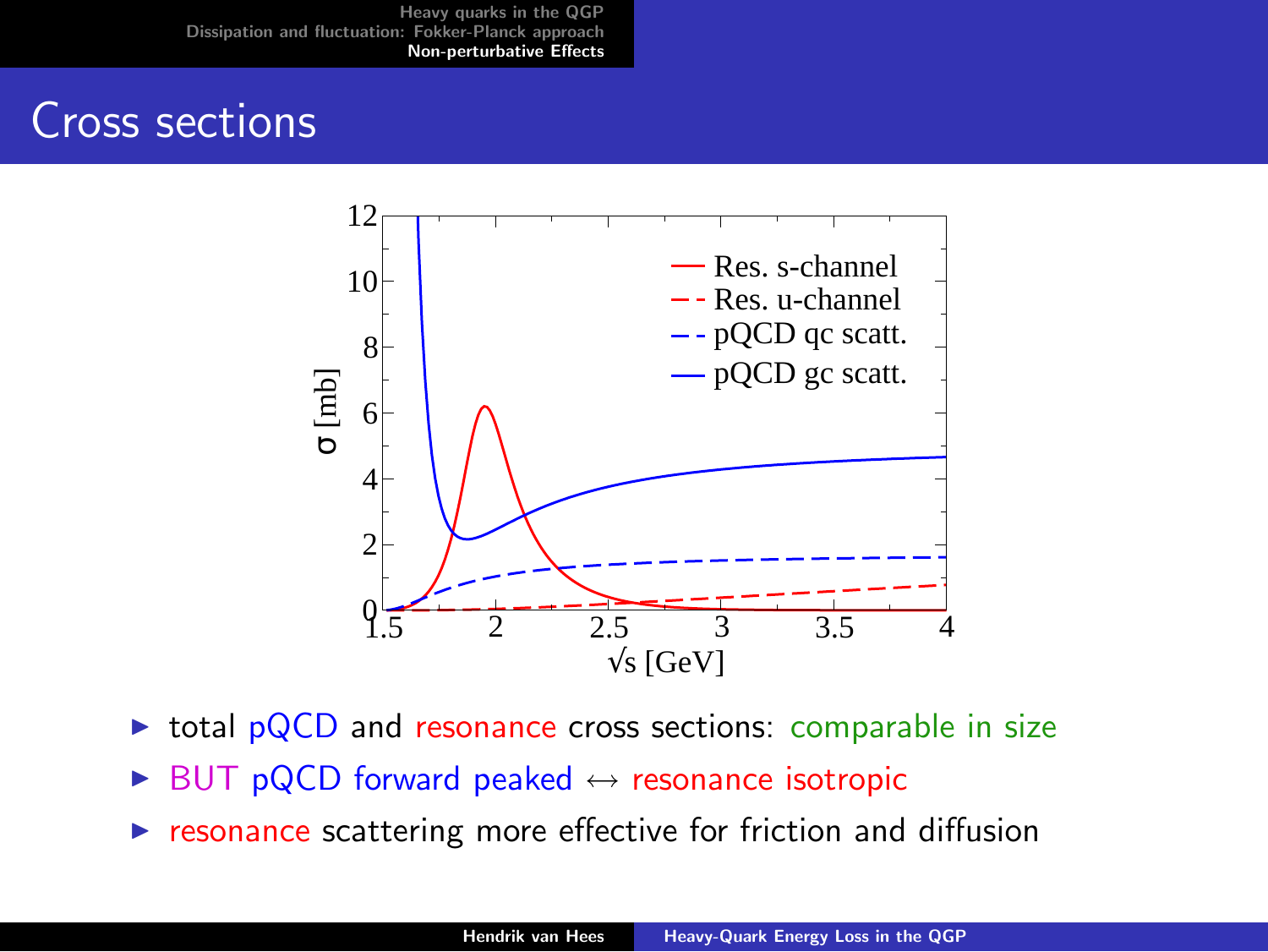# Cross sections

- total pQCD and resonance cross sections: comparable in size
- BUT pQCD forward peaked ↔ resonance isotropic
- resonance scattering more effective for friction and diffusion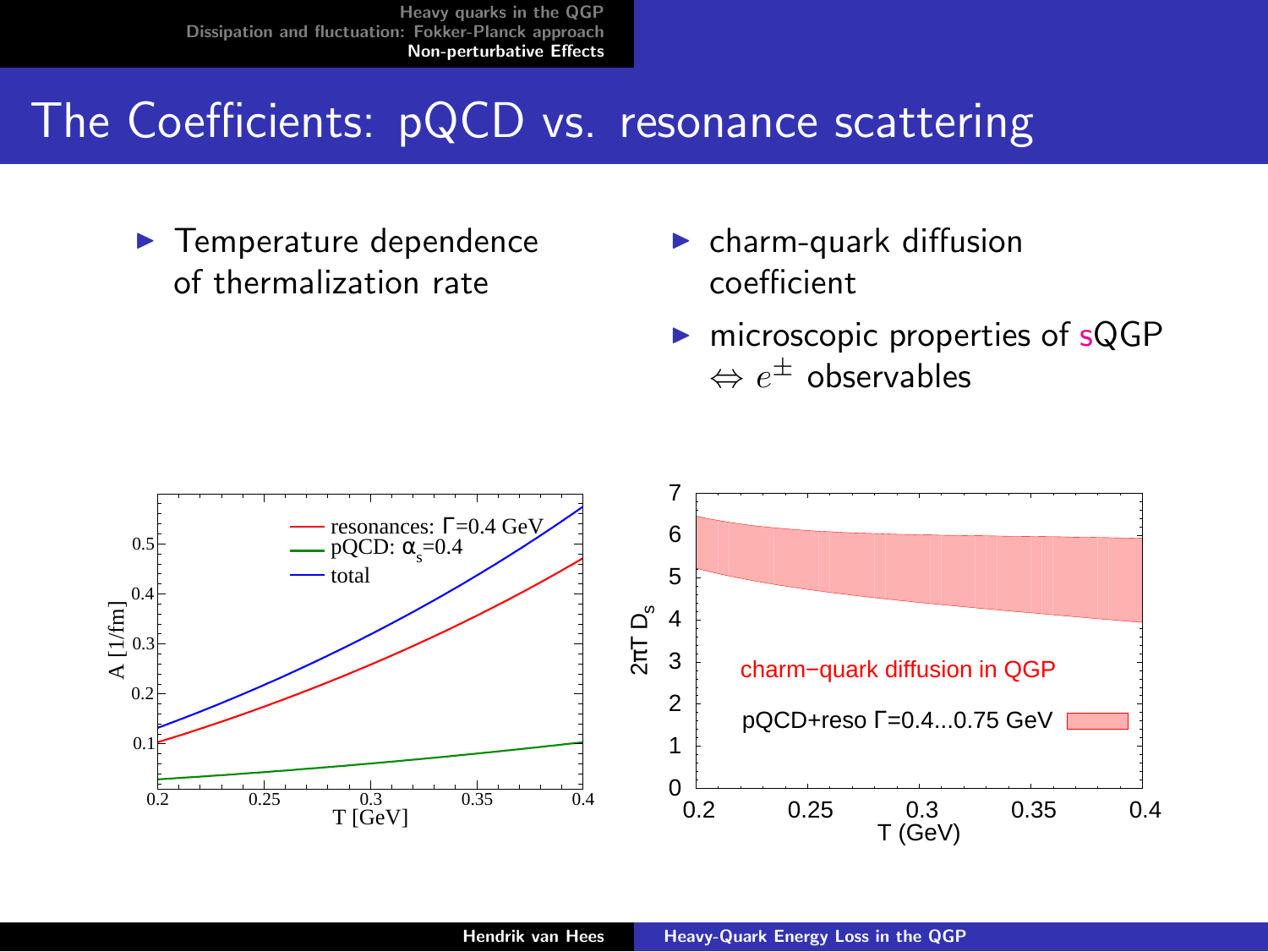# The Coefficients: pQCD vs. resonance scattering

- Temperature dependence of thermalization rate

- charm-quark diffusion coefficient
- microscopic properties of sQGP $\Leftrightarrow e^{\pm}$ observables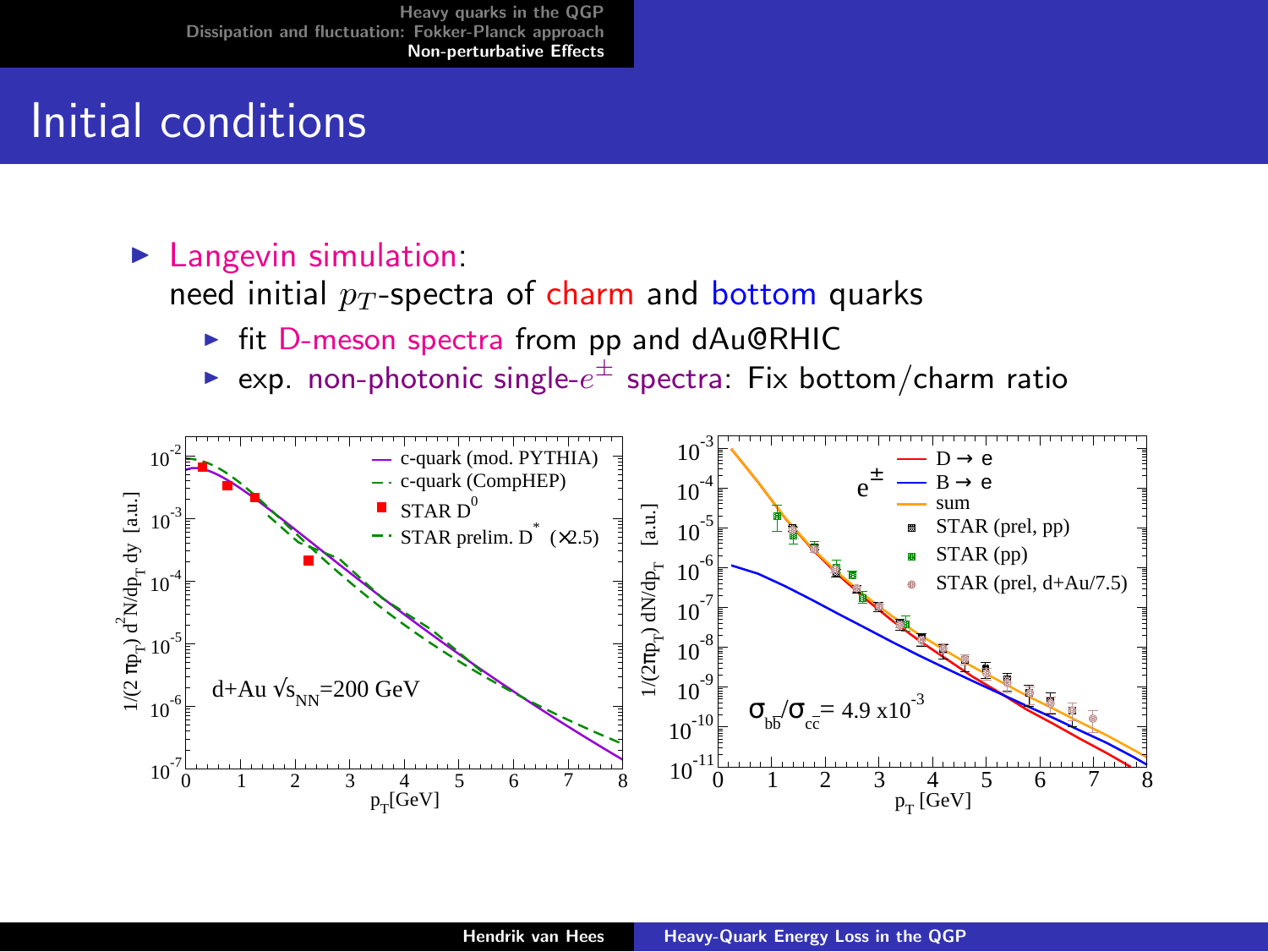# Initial conditions

- Langevin simulation:
  need initial $p_T$-spectra of charm and bottom quarks
  - fit D-meson spectra from pp and dAu@RHIC
  - exp. non-photonic single-$e^{\pm}$ spectra: Fix bottom/charm ratio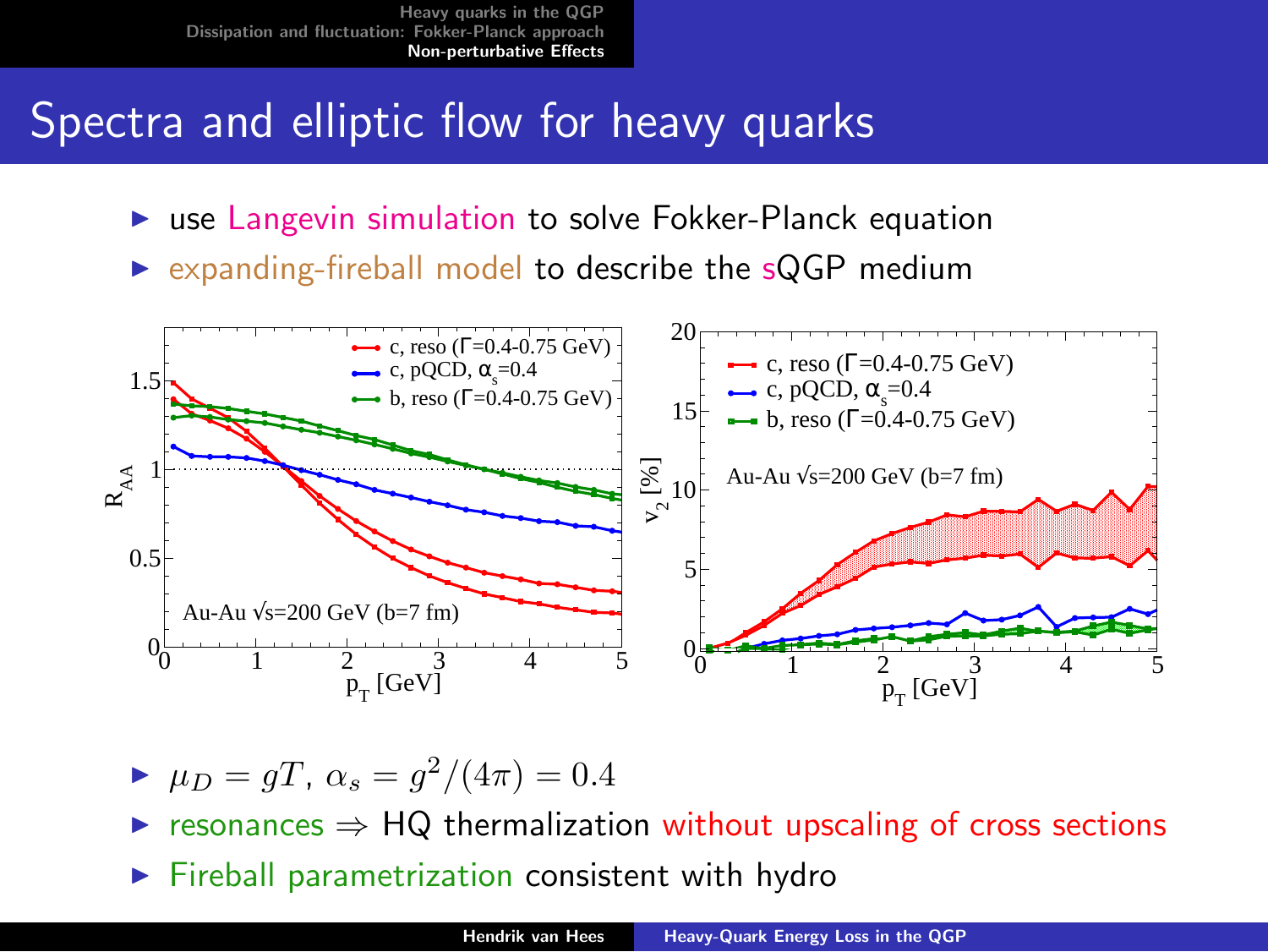# Spectra and elliptic flow for heavy quarks

- use Langevin simulation to solve Fokker-Planck equation
- expanding-fireball model to describe the sQGP medium

- $\mu_D = gT$, $\alpha_s = g^2/(4\pi) = 0.4$
- resonances $\Rightarrow$ HQ thermalization without upscaling of cross sections
- Fireball parametrization consistent with hydro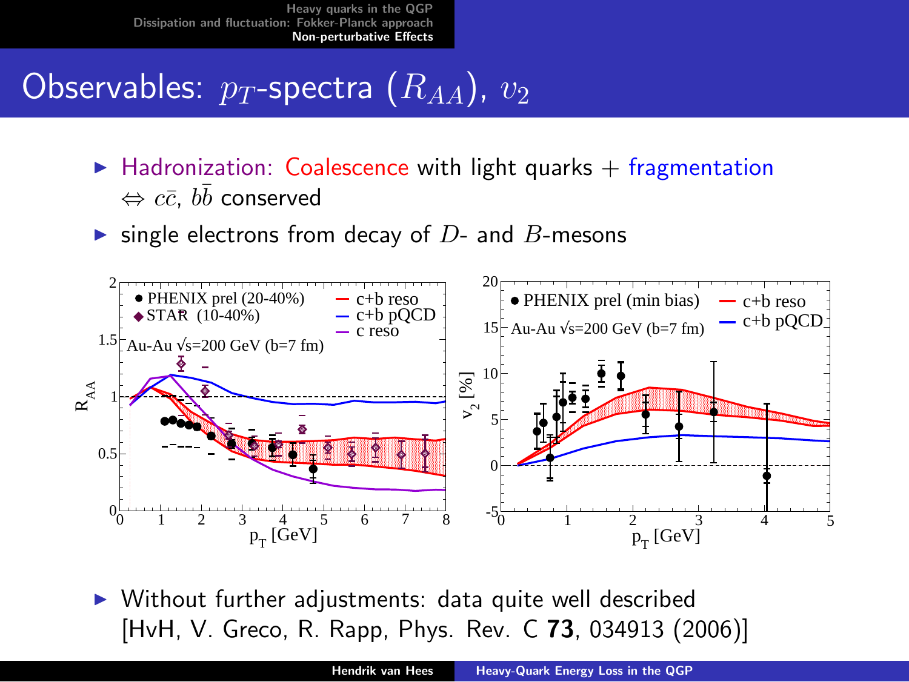# Observables: $p_T$-spectra ($R_{AA}$), $v_2$

- Hadronization: Coalescence with light quarks + fragmentation
  $\Leftrightarrow c\bar{c}$, $b\bar{b}$ conserved
- single electrons from decay of $D$- and $B$-mesons

- Without further adjustments: data quite well described
  [HvH, V. Greco, R. Rapp, Phys. Rev. C **73**, 034913 (2006)]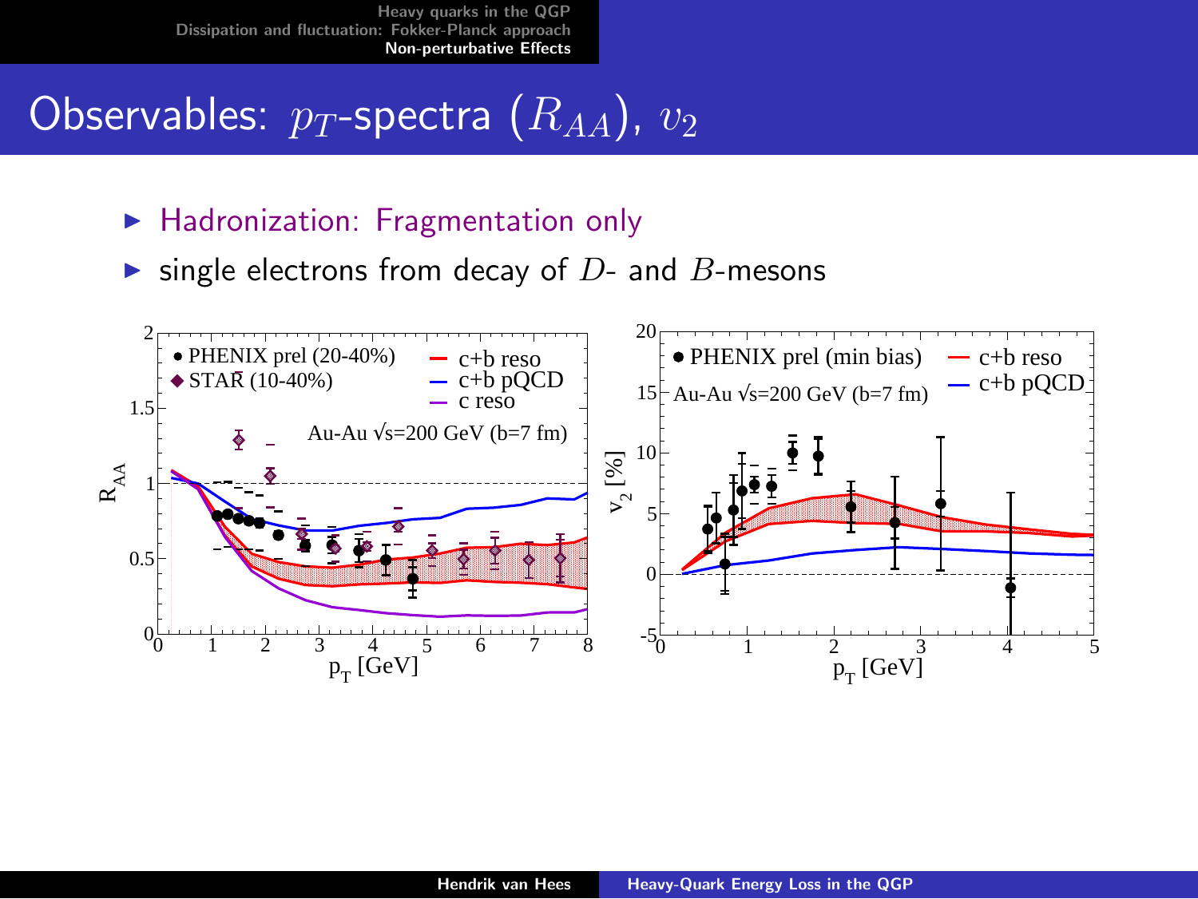# Observables: $p_T$-spectra ($R_{AA}$), $v_2$

- Hadronization: Fragmentation only
- single electrons from decay of $D$- and $B$-mesons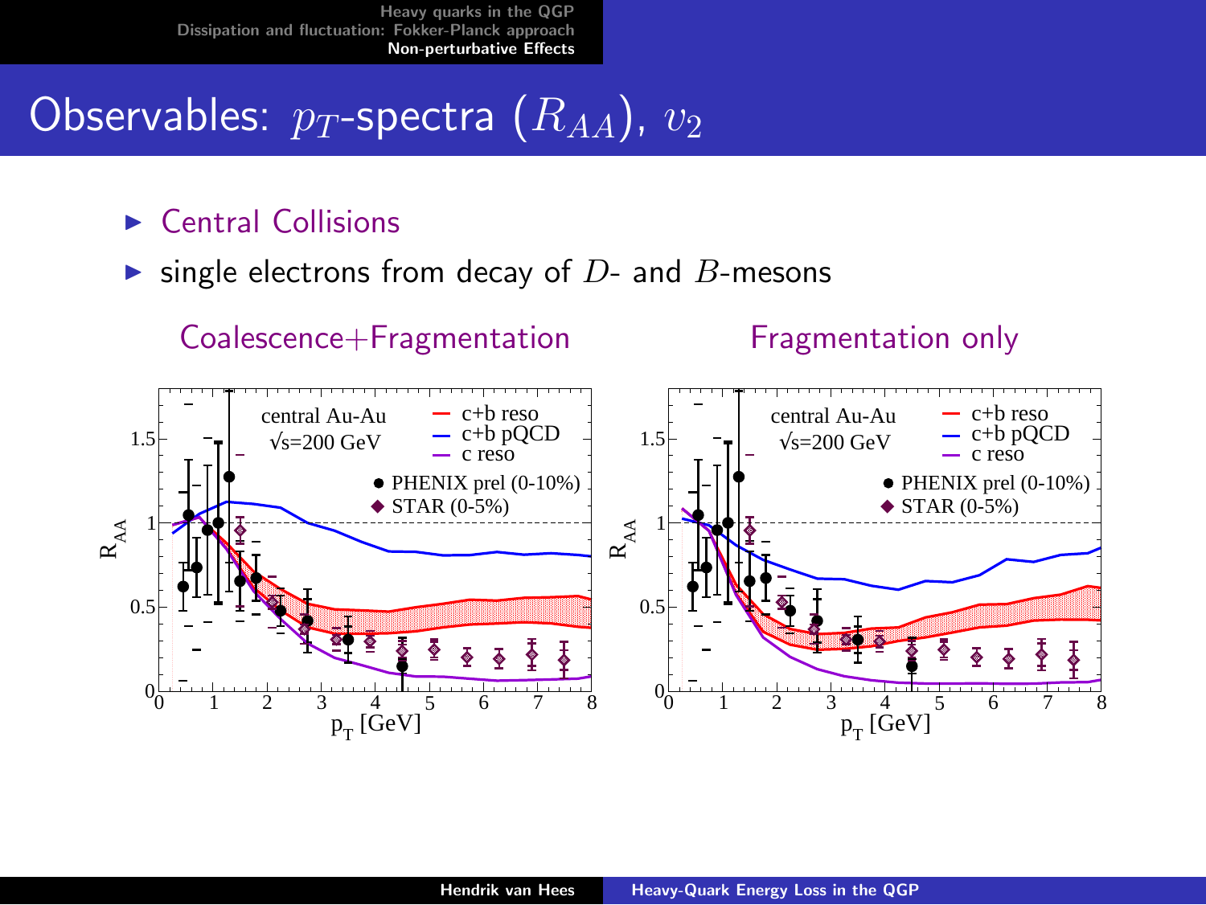# Observables: $p_T$-spectra ($R_{AA}$), $v_2$

- Central Collisions
- single electrons from decay of $D$- and $B$-mesons

Coalescence+Fragmentation

Fragmentation only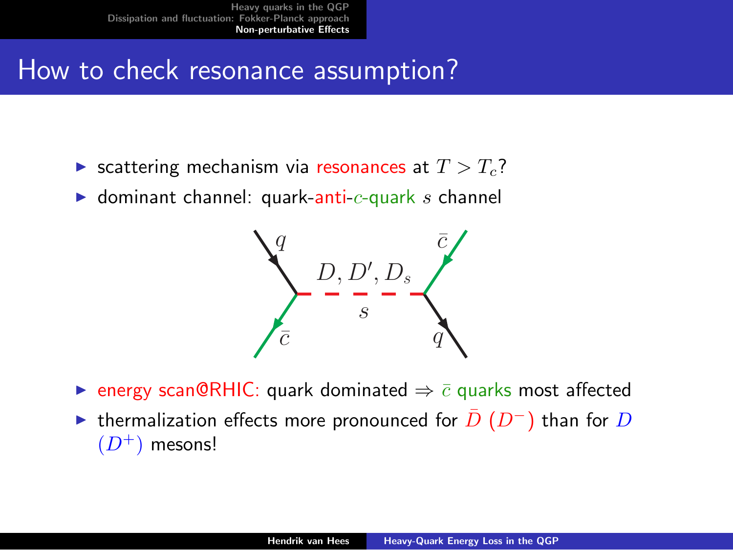# How to check resonance assumption?

- scattering mechanism via resonances at $T > T_c$?
- dominant channel: quark-anti-$c$-quark $s$ channel

- energy scan@RHIC: quark dominated $\Rightarrow$ $\bar{c}$ quarks most affected
- thermalization effects more pronounced for $\bar{D}$ ($D^-$) than for $D$ ($D^+$) mesons!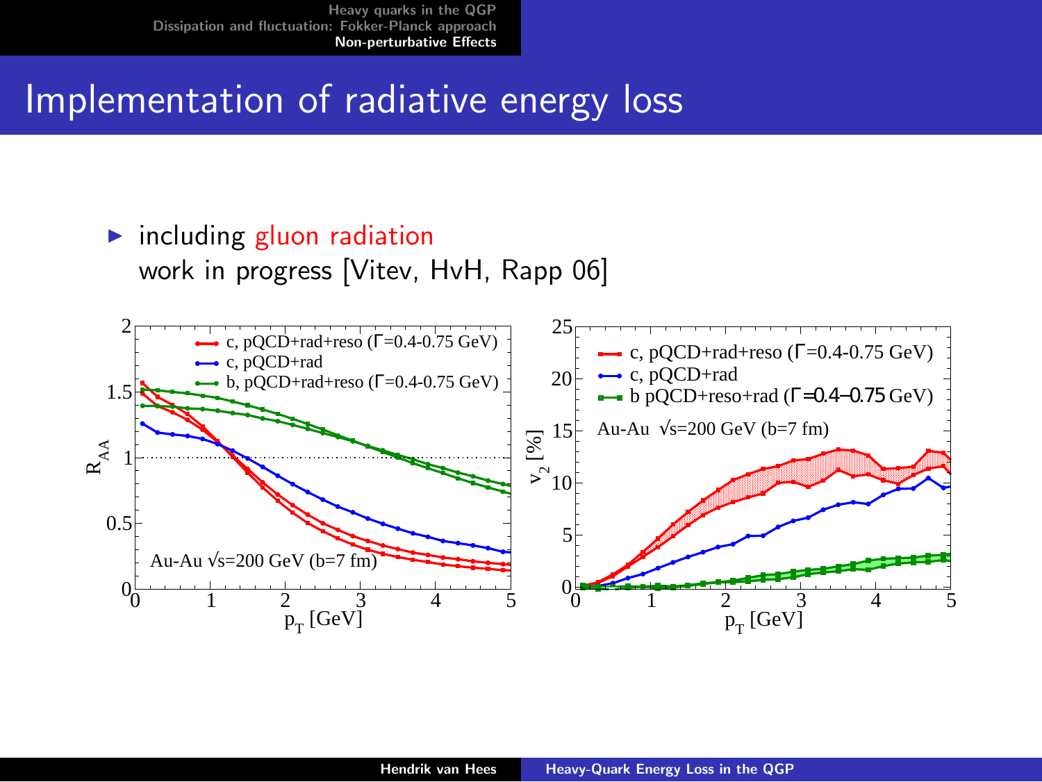# Implementation of radiative energy loss

- including gluon radiation
  work in progress [Vitev, HvH, Rapp 06]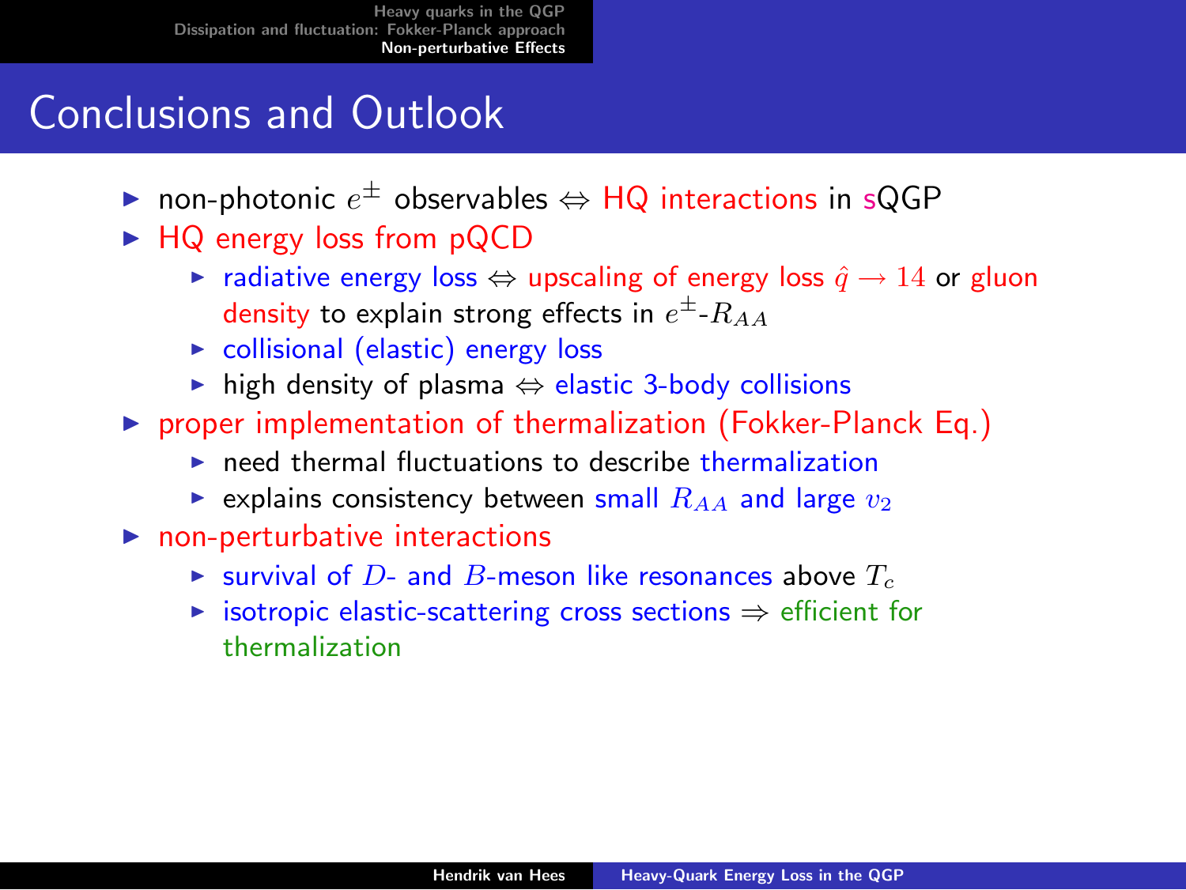# Conclusions and Outlook

- non-photonic $e^{\pm}$ observables $\Leftrightarrow$ HQ interactions in sQGP
- HQ energy loss from pQCD
  - radiative energy loss $\Leftrightarrow$ upscaling of energy loss $\hat{q} \rightarrow 14$ or gluon density to explain strong effects in $e^{\pm}$-$R_{AA}$
  - collisional (elastic) energy loss
  - high density of plasma $\Leftrightarrow$ elastic 3-body collisions
- proper implementation of thermalization (Fokker-Planck Eq.)
  - need thermal fluctuations to describe thermalization
  - explains consistency between small $R_{AA}$ and large $v_2$
- non-perturbative interactions
  - survival of $D$- and $B$-meson like resonances above $T_c$
  - isotropic elastic-scattering cross sections $\Rightarrow$ efficient for thermalization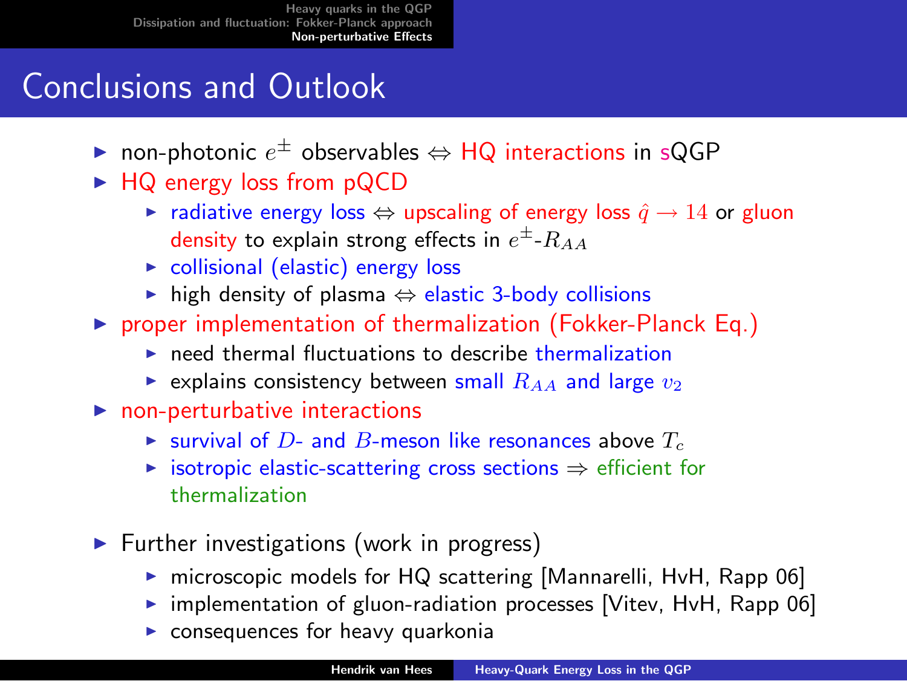# Conclusions and Outlook

- non-photonic $e^{\pm}$ observables ⇔ HQ interactions in sQGP
- HQ energy loss from pQCD
  - radiative energy loss ⇔ upscaling of energy loss $\hat{q} \rightarrow 14$ or gluon density to explain strong effects in $e^{\pm}$-$R_{AA}$
  - collisional (elastic) energy loss
  - high density of plasma ⇔ elastic 3-body collisions
- proper implementation of thermalization (Fokker-Planck Eq.)
  - need thermal fluctuations to describe thermalization
  - explains consistency between small $R_{AA}$ and large $v_2$
- non-perturbative interactions
  - survival of $D$- and $B$-meson like resonances above $T_c$
  - isotropic elastic-scattering cross sections ⇒ efficient for thermalization
- Further investigations (work in progress)
  - microscopic models for HQ scattering [Mannarelli, HvH, Rapp 06]
  - implementation of gluon-radiation processes [Vitev, HvH, Rapp 06]
  - consequences for heavy quarkonia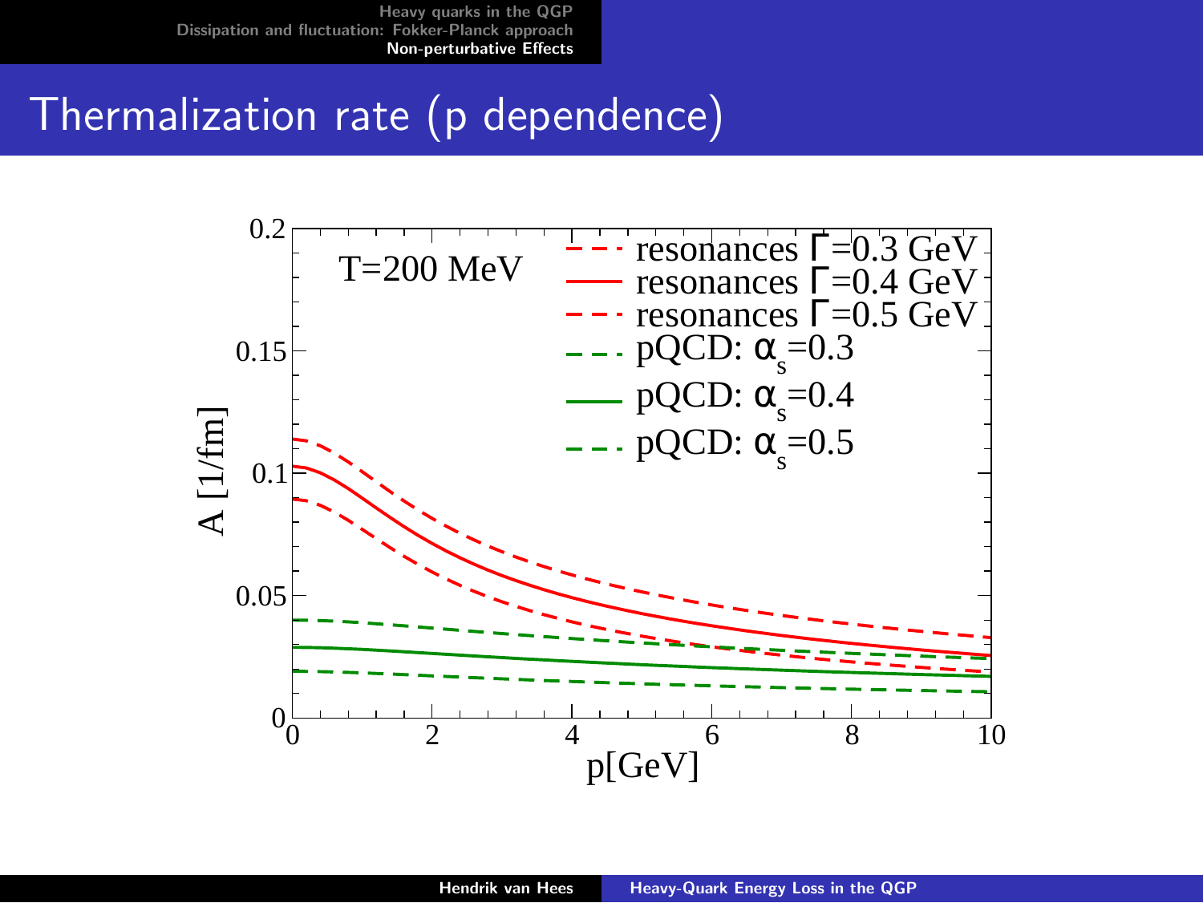## Thermalization rate (p dependence)

T=200 MeV

- resonances $\Gamma$=0.3 GeV
- resonances $\Gamma$=0.4 GeV
- resonances $\Gamma$=0.5 GeV
- pQCD: $\alpha_s$=0.3
- pQCD: $\alpha_s$=0.4
- pQCD: $\alpha_s$=0.5

A [1/fm]

p[GeV]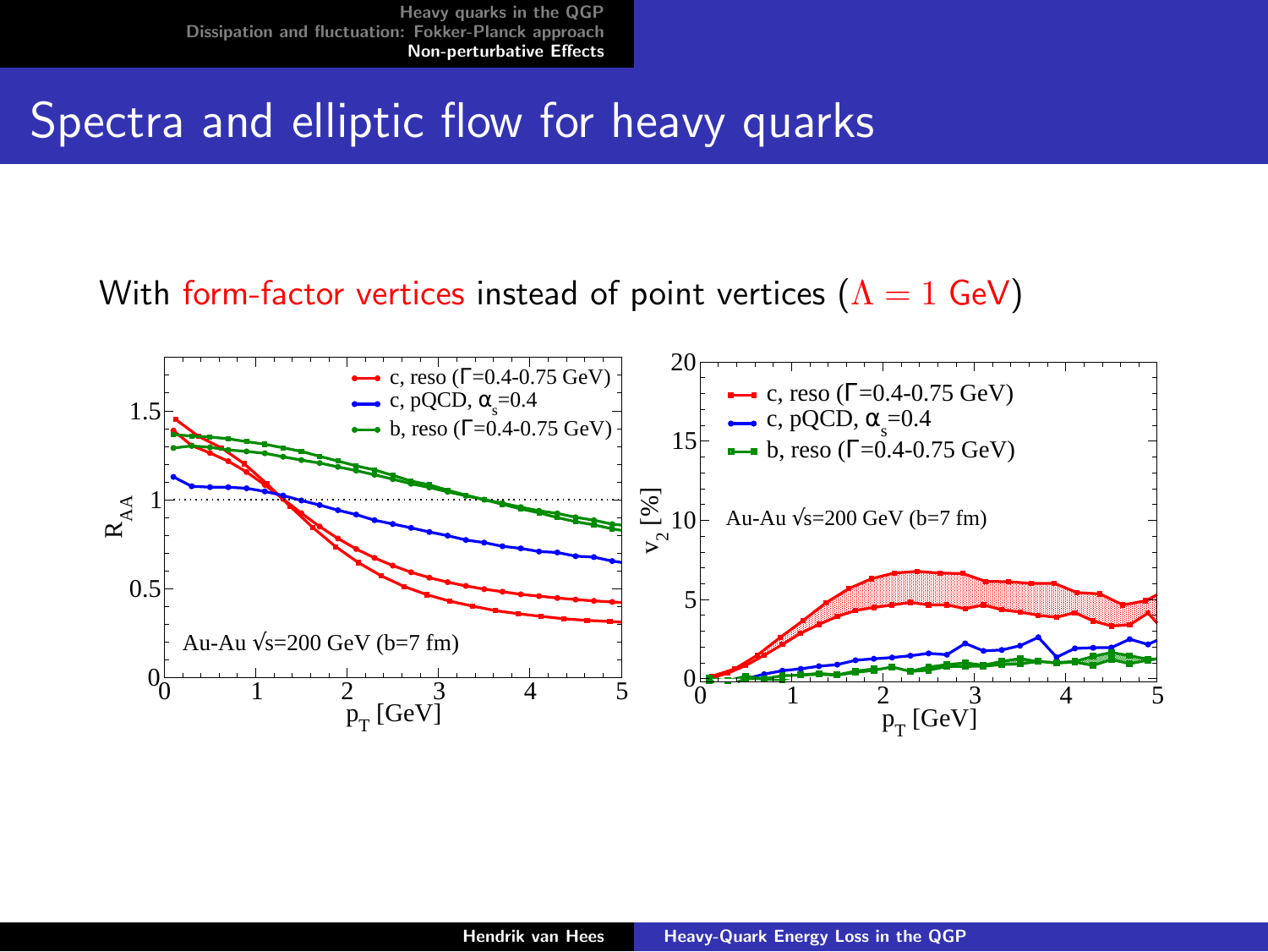# Spectra and elliptic flow for heavy quarks

With form-factor vertices instead of point vertices ($\Lambda = 1$ GeV)

c, reso (Γ=0.4-0.75 GeV)
c, pQCD, $\alpha_s$=0.4
b, reso (Γ=0.4-0.75 GeV)
Au-Au √s=200 GeV (b=7 fm)
$R_{AA}$
0
0.5
1
1.5
0
1
2
3
4
5
$p_T$ [GeV]

c, reso (Γ=0.4-0.75 GeV)
c, pQCD, $\alpha_s$=0.4
b, reso (Γ=0.4-0.75 GeV)
Au-Au √s=200 GeV (b=7 fm)
$v_2$ [%]
0
5
10
15
20
0
1
2
3
4
5
$p_T$ [GeV]